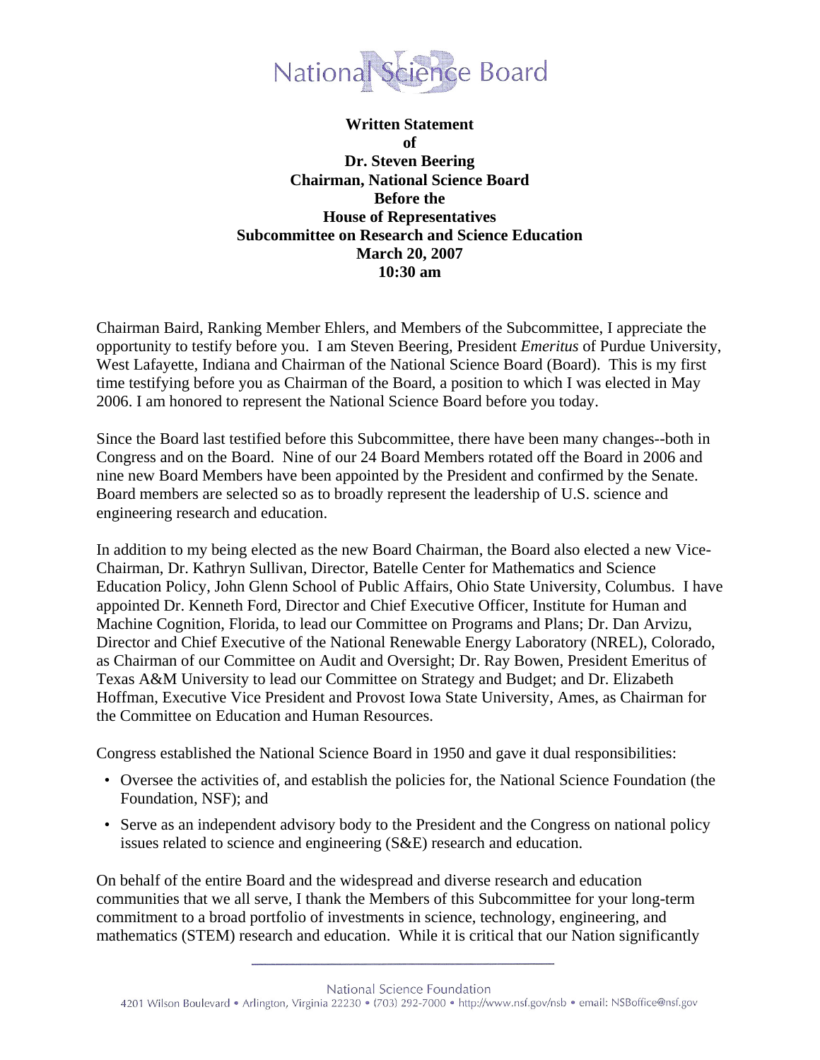# National Science Board

**Written Statement**
**of**
**Dr. Steven Beering**
**Chairman, National Science Board**
**Before the**
**House of Representatives**
**Subcommittee on Research and Science Education**
**March 20, 2007**
**10:30 am**

Chairman Baird, Ranking Member Ehlers, and Members of the Subcommittee, I appreciate the opportunity to testify before you. I am Steven Beering, President *Emeritus* of Purdue University, West Lafayette, Indiana and Chairman of the National Science Board (Board). This is my first time testifying before you as Chairman of the Board, a position to which I was elected in May 2006. I am honored to represent the National Science Board before you today.

Since the Board last testified before this Subcommittee, there have been many changes--both in Congress and on the Board. Nine of our 24 Board Members rotated off the Board in 2006 and nine new Board Members have been appointed by the President and confirmed by the Senate. Board members are selected so as to broadly represent the leadership of U.S. science and engineering research and education.

In addition to my being elected as the new Board Chairman, the Board also elected a new Vice-Chairman, Dr. Kathryn Sullivan, Director, Batelle Center for Mathematics and Science Education Policy, John Glenn School of Public Affairs, Ohio State University, Columbus. I have appointed Dr. Kenneth Ford, Director and Chief Executive Officer, Institute for Human and Machine Cognition, Florida, to lead our Committee on Programs and Plans; Dr. Dan Arvizu, Director and Chief Executive of the National Renewable Energy Laboratory (NREL), Colorado, as Chairman of our Committee on Audit and Oversight; Dr. Ray Bowen, President Emeritus of Texas A&M University to lead our Committee on Strategy and Budget; and Dr. Elizabeth Hoffman, Executive Vice President and Provost Iowa State University, Ames, as Chairman for the Committee on Education and Human Resources.

Congress established the National Science Board in 1950 and gave it dual responsibilities:

- Oversee the activities of, and establish the policies for, the National Science Foundation (the Foundation, NSF); and
- Serve as an independent advisory body to the President and the Congress on national policy issues related to science and engineering (S&E) research and education.

On behalf of the entire Board and the widespread and diverse research and education communities that we all serve, I thank the Members of this Subcommittee for your long-term commitment to a broad portfolio of investments in science, technology, engineering, and mathematics (STEM) research and education. While it is critical that our Nation significantly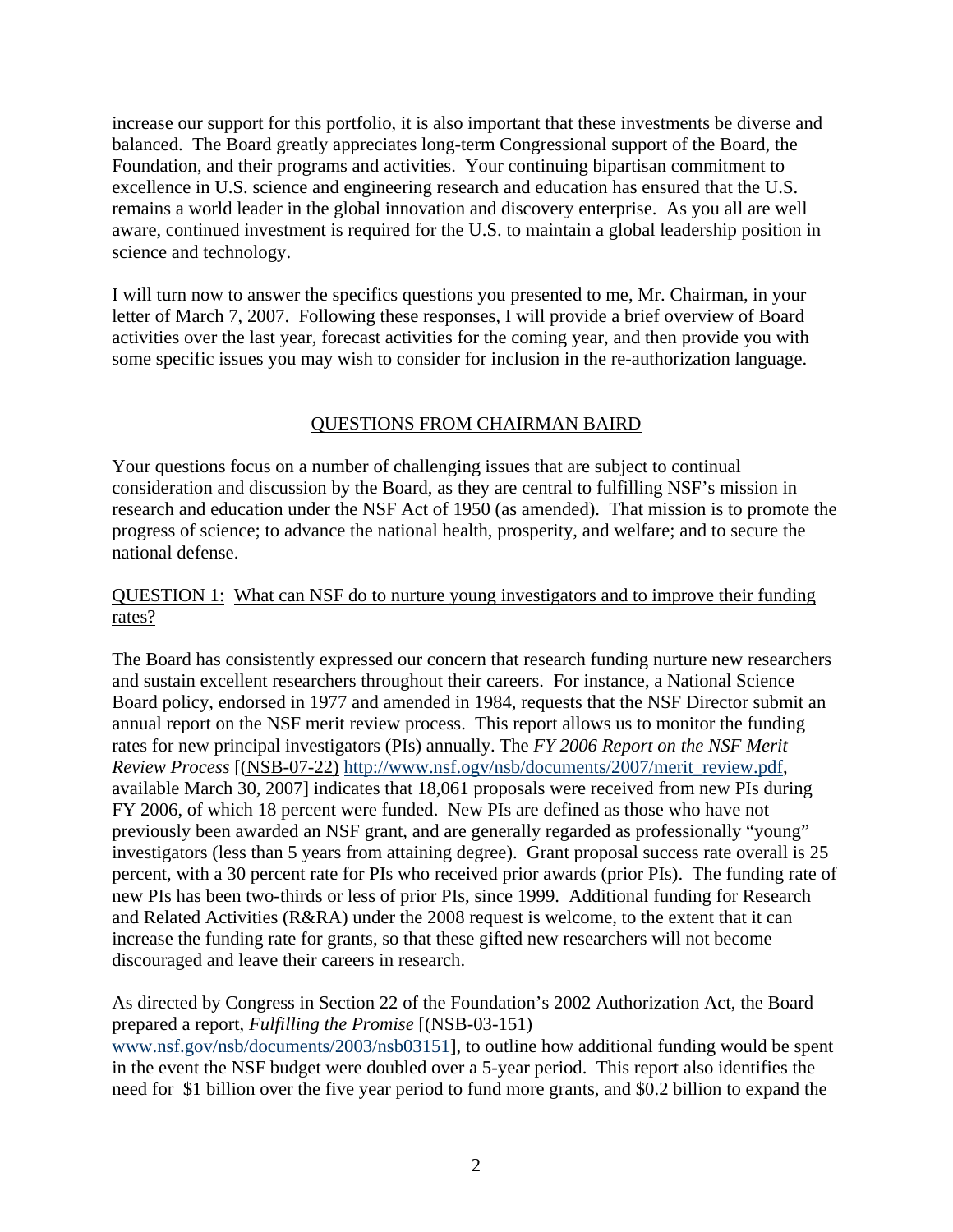increase our support for this portfolio, it is also important that these investments be diverse and balanced. The Board greatly appreciates long-term Congressional support of the Board, the Foundation, and their programs and activities. Your continuing bipartisan commitment to excellence in U.S. science and engineering research and education has ensured that the U.S. remains a world leader in the global innovation and discovery enterprise. As you all are well aware, continued investment is required for the U.S. to maintain a global leadership position in science and technology.

I will turn now to answer the specifics questions you presented to me, Mr. Chairman, in your letter of March 7, 2007. Following these responses, I will provide a brief overview of Board activities over the last year, forecast activities for the coming year, and then provide you with some specific issues you may wish to consider for inclusion in the re-authorization language.

## QUESTIONS FROM CHAIRMAN BAIRD

Your questions focus on a number of challenging issues that are subject to continual consideration and discussion by the Board, as they are central to fulfilling NSF's mission in research and education under the NSF Act of 1950 (as amended). That mission is to promote the progress of science; to advance the national health, prosperity, and welfare; and to secure the national defense.

### QUESTION 1: What can NSF do to nurture young investigators and to improve their funding rates?

The Board has consistently expressed our concern that research funding nurture new researchers and sustain excellent researchers throughout their careers. For instance, a National Science Board policy, endorsed in 1977 and amended in 1984, requests that the NSF Director submit an annual report on the NSF merit review process. This report allows us to monitor the funding rates for new principal investigators (PIs) annually. The *FY 2006 Report on the NSF Merit Review Process* [(NSF-07-22) http://www.nsf.ogv/nsb/documents/2007/merit_review.pdf, available March 30, 2007] indicates that 18,061 proposals were received from new PIs during FY 2006, of which 18 percent were funded. New PIs are defined as those who have not previously been awarded an NSF grant, and are generally regarded as professionally "young" investigators (less than 5 years from attaining degree). Grant proposal success rate overall is 25 percent, with a 30 percent rate for PIs who received prior awards (prior PIs). The funding rate of new PIs has been two-thirds or less of prior PIs, since 1999. Additional funding for Research and Related Activities (R&RA) under the 2008 request is welcome, to the extent that it can increase the funding rate for grants, so that these gifted new researchers will not become discouraged and leave their careers in research.

As directed by Congress in Section 22 of the Foundation's 2002 Authorization Act, the Board prepared a report, *Fulfilling the Promise* [(NSB-03-151) www.nsf.gov/nsb/documents/2003/nsb03151], to outline how additional funding would be spent in the event the NSF budget were doubled over a 5-year period. This report also identifies the need for $1 billion over the five year period to fund more grants, and $0.2 billion to expand the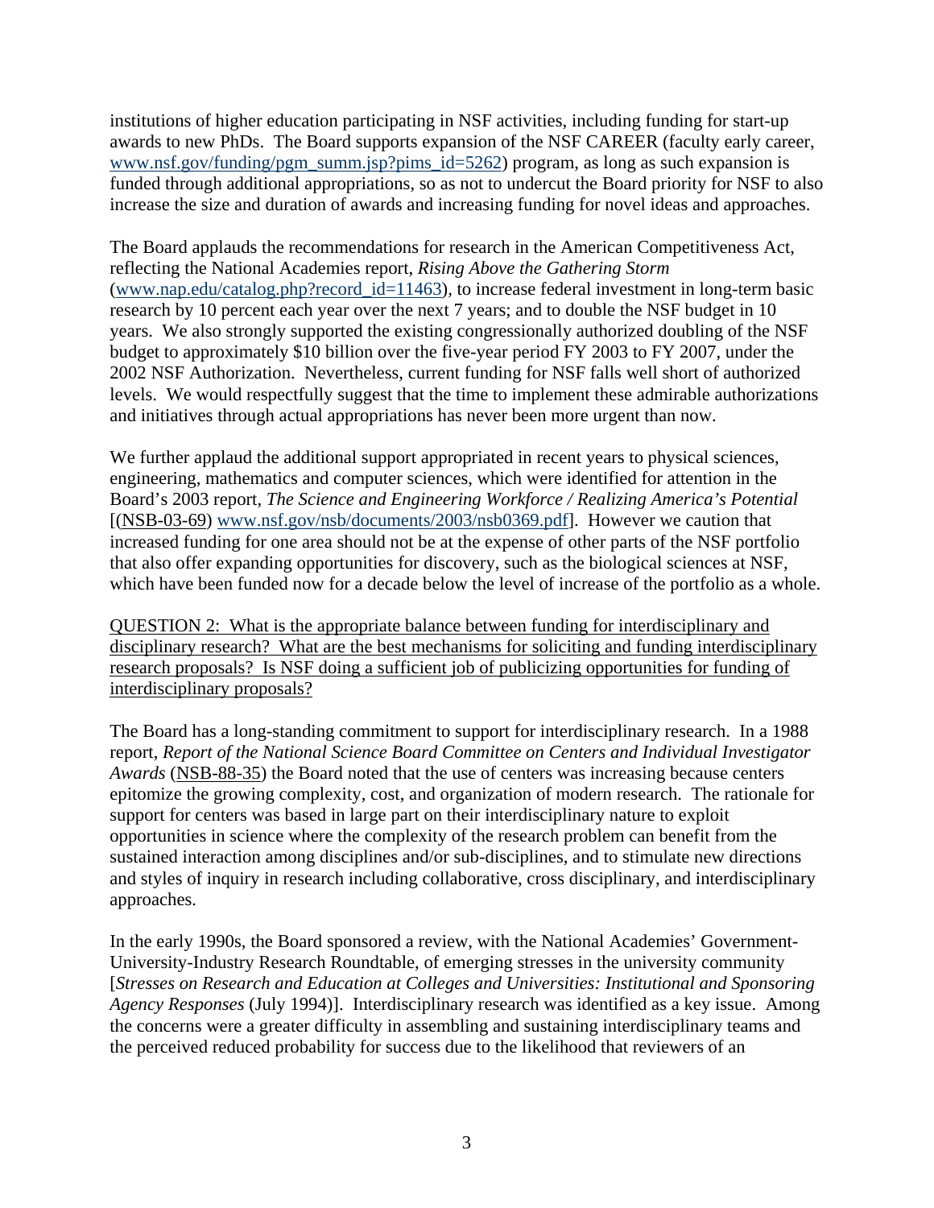institutions of higher education participating in NSF activities, including funding for start-up awards to new PhDs. The Board supports expansion of the NSF CAREER (faculty early career, [www.nsf.gov/funding/pgm_summ.jsp?pims_id=5262](http://www.nsf.gov/funding/pgm_summ.jsp?pims_id=5262)) program, as long as such expansion is funded through additional appropriations, so as not to undercut the Board priority for NSF to also increase the size and duration of awards and increasing funding for novel ideas and approaches.

The Board applauds the recommendations for research in the American Competitiveness Act, reflecting the National Academies report, *Rising Above the Gathering Storm* ([www.nap.edu/catalog.php?record_id=11463](http://www.nap.edu/catalog.php?record_id=11463)), to increase federal investment in long-term basic research by 10 percent each year over the next 7 years; and to double the NSF budget in 10 years. We also strongly supported the existing congressionally authorized doubling of the NSF budget to approximately $10 billion over the five-year period FY 2003 to FY 2007, under the 2002 NSF Authorization. Nevertheless, current funding for NSF falls well short of authorized levels. We would respectfully suggest that the time to implement these admirable authorizations and initiatives through actual appropriations has never been more urgent than now.

We further applaud the additional support appropriated in recent years to physical sciences, engineering, mathematics and computer sciences, which were identified for attention in the Board's 2003 report, *The Science and Engineering Workforce / Realizing America's Potential* [(NSB-03-69) [www.nsf.gov/nsb/documents/2003/nsb0369.pdf](http://www.nsf.gov/nsb/documents/2003/nsb0369.pdf)]. However we caution that increased funding for one area should not be at the expense of other parts of the NSF portfolio that also offer expanding opportunities for discovery, such as the biological sciences at NSF, which have been funded now for a decade below the level of increase of the portfolio as a whole.

<u>QUESTION 2: What is the appropriate balance between funding for interdisciplinary and disciplinary research? What are the best mechanisms for soliciting and funding interdisciplinary research proposals? Is NSF doing a sufficient job of publicizing opportunities for funding of interdisciplinary proposals?</u>

The Board has a long-standing commitment to support for interdisciplinary research. In a 1988 report, *Report of the National Science Board Committee on Centers and Individual Investigator Awards* (NSB-88-35) the Board noted that the use of centers was increasing because centers epitomize the growing complexity, cost, and organization of modern research. The rationale for support for centers was based in large part on their interdisciplinary nature to exploit opportunities in science where the complexity of the research problem can benefit from the sustained interaction among disciplines and/or sub-disciplines, and to stimulate new directions and styles of inquiry in research including collaborative, cross disciplinary, and interdisciplinary approaches.

In the early 1990s, the Board sponsored a review, with the National Academies' Government-University-Industry Research Roundtable, of emerging stresses in the university community [*Stresses on Research and Education at Colleges and Universities: Institutional and Sponsoring Agency Responses* (July 1994)]. Interdisciplinary research was identified as a key issue. Among the concerns were a greater difficulty in assembling and sustaining interdisciplinary teams and the perceived reduced probability for success due to the likelihood that reviewers of an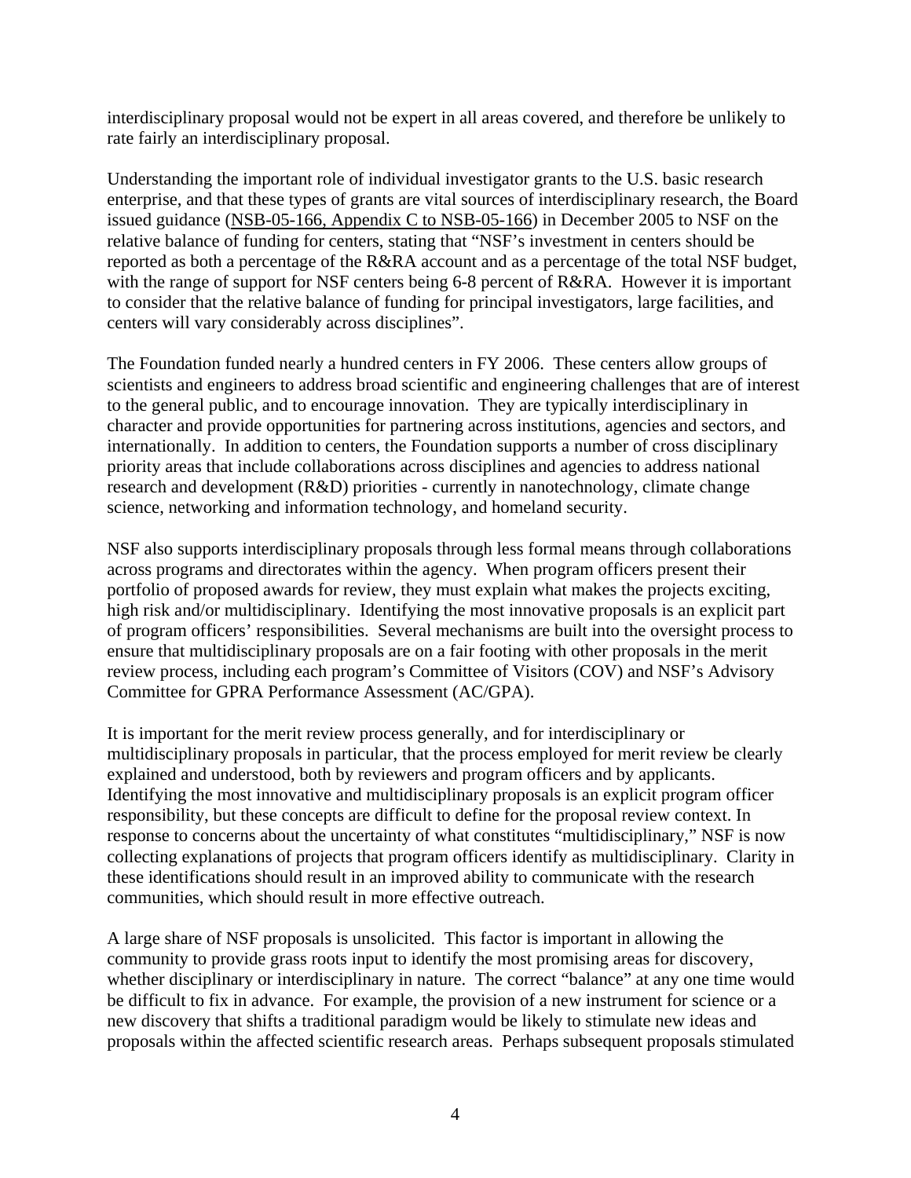interdisciplinary proposal would not be expert in all areas covered, and therefore be unlikely to rate fairly an interdisciplinary proposal.

Understanding the important role of individual investigator grants to the U.S. basic research enterprise, and that these types of grants are vital sources of interdisciplinary research, the Board issued guidance (NSB-05-166, Appendix C to NSB-05-166) in December 2005 to NSF on the relative balance of funding for centers, stating that "NSF's investment in centers should be reported as both a percentage of the R&RA account and as a percentage of the total NSF budget, with the range of support for NSF centers being 6-8 percent of R&RA. However it is important to consider that the relative balance of funding for principal investigators, large facilities, and centers will vary considerably across disciplines".

The Foundation funded nearly a hundred centers in FY 2006. These centers allow groups of scientists and engineers to address broad scientific and engineering challenges that are of interest to the general public, and to encourage innovation. They are typically interdisciplinary in character and provide opportunities for partnering across institutions, agencies and sectors, and internationally. In addition to centers, the Foundation supports a number of cross disciplinary priority areas that include collaborations across disciplines and agencies to address national research and development (R&D) priorities - currently in nanotechnology, climate change science, networking and information technology, and homeland security.

NSF also supports interdisciplinary proposals through less formal means through collaborations across programs and directorates within the agency. When program officers present their portfolio of proposed awards for review, they must explain what makes the projects exciting, high risk and/or multidisciplinary. Identifying the most innovative proposals is an explicit part of program officers' responsibilities. Several mechanisms are built into the oversight process to ensure that multidisciplinary proposals are on a fair footing with other proposals in the merit review process, including each program's Committee of Visitors (COV) and NSF's Advisory Committee for GPRA Performance Assessment (AC/GPA).

It is important for the merit review process generally, and for interdisciplinary or multidisciplinary proposals in particular, that the process employed for merit review be clearly explained and understood, both by reviewers and program officers and by applicants. Identifying the most innovative and multidisciplinary proposals is an explicit program officer responsibility, but these concepts are difficult to define for the proposal review context. In response to concerns about the uncertainty of what constitutes "multidisciplinary," NSF is now collecting explanations of projects that program officers identify as multidisciplinary. Clarity in these identifications should result in an improved ability to communicate with the research communities, which should result in more effective outreach.

A large share of NSF proposals is unsolicited. This factor is important in allowing the community to provide grass roots input to identify the most promising areas for discovery, whether disciplinary or interdisciplinary in nature. The correct "balance" at any one time would be difficult to fix in advance. For example, the provision of a new instrument for science or a new discovery that shifts a traditional paradigm would be likely to stimulate new ideas and proposals within the affected scientific research areas. Perhaps subsequent proposals stimulated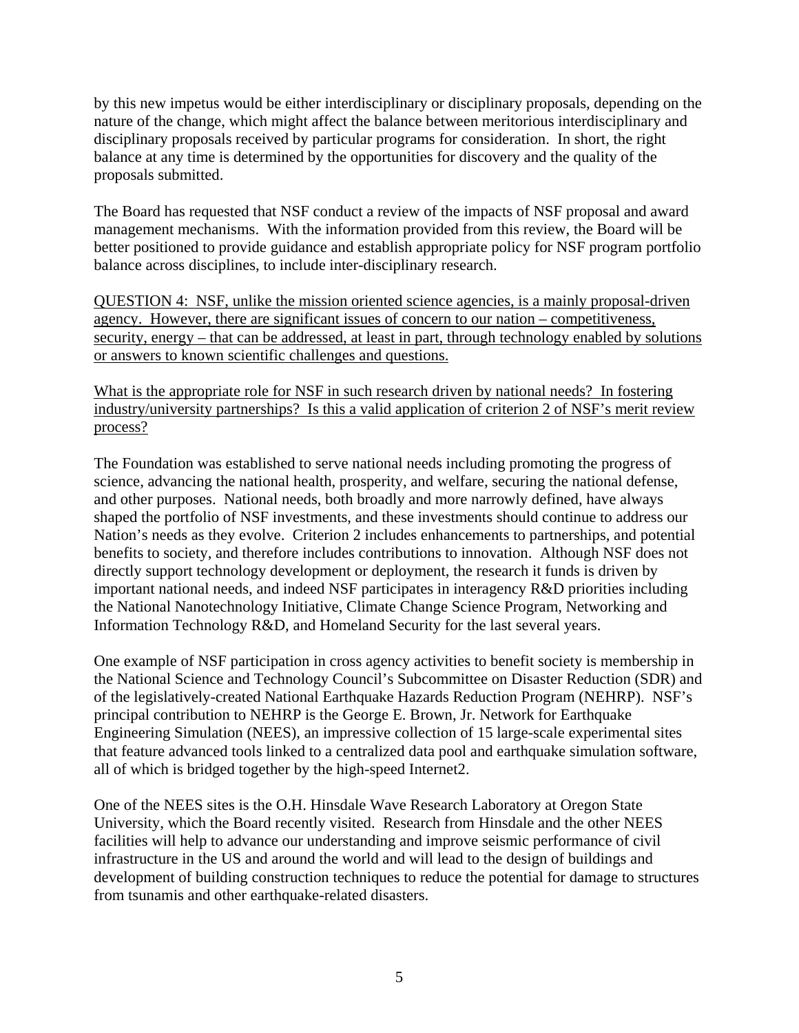by this new impetus would be either interdisciplinary or disciplinary proposals, depending on the nature of the change, which might affect the balance between meritorious interdisciplinary and disciplinary proposals received by particular programs for consideration. In short, the right balance at any time is determined by the opportunities for discovery and the quality of the proposals submitted.

The Board has requested that NSF conduct a review of the impacts of NSF proposal and award management mechanisms. With the information provided from this review, the Board will be better positioned to provide guidance and establish appropriate policy for NSF program portfolio balance across disciplines, to include inter-disciplinary research.

<u>QUESTION 4: NSF, unlike the mission oriented science agencies, is a mainly proposal-driven agency. However, there are significant issues of concern to our nation – competitiveness, security, energy – that can be addressed, at least in part, through technology enabled by solutions or answers to known scientific challenges and questions.</u>

<u>What is the appropriate role for NSF in such research driven by national needs? In fostering industry/university partnerships? Is this a valid application of criterion 2 of NSF's merit review process?</u>

The Foundation was established to serve national needs including promoting the progress of science, advancing the national health, prosperity, and welfare, securing the national defense, and other purposes. National needs, both broadly and more narrowly defined, have always shaped the portfolio of NSF investments, and these investments should continue to address our Nation's needs as they evolve. Criterion 2 includes enhancements to partnerships, and potential benefits to society, and therefore includes contributions to innovation. Although NSF does not directly support technology development or deployment, the research it funds is driven by important national needs, and indeed NSF participates in interagency R&D priorities including the National Nanotechnology Initiative, Climate Change Science Program, Networking and Information Technology R&D, and Homeland Security for the last several years.

One example of NSF participation in cross agency activities to benefit society is membership in the National Science and Technology Council's Subcommittee on Disaster Reduction (SDR) and of the legislatively-created National Earthquake Hazards Reduction Program (NEHRP). NSF's principal contribution to NEHRP is the George E. Brown, Jr. Network for Earthquake Engineering Simulation (NEES), an impressive collection of 15 large-scale experimental sites that feature advanced tools linked to a centralized data pool and earthquake simulation software, all of which is bridged together by the high-speed Internet2.

One of the NEES sites is the O.H. Hinsdale Wave Research Laboratory at Oregon State University, which the Board recently visited. Research from Hinsdale and the other NEES facilities will help to advance our understanding and improve seismic performance of civil infrastructure in the US and around the world and will lead to the design of buildings and development of building construction techniques to reduce the potential for damage to structures from tsunamis and other earthquake-related disasters.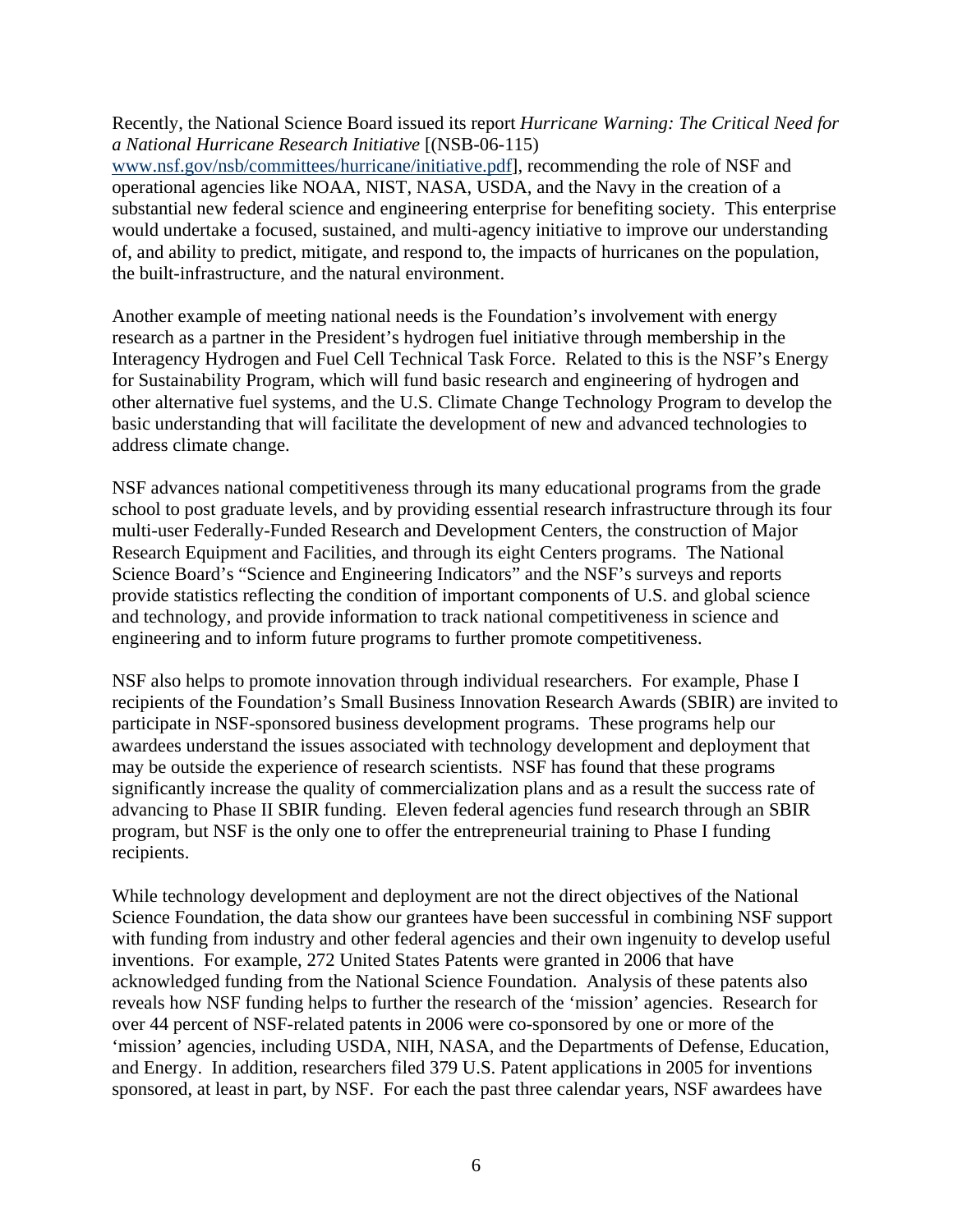Recently, the National Science Board issued its report *Hurricane Warning: The Critical Need for a National Hurricane Research Initiative* [(NSB-06-115) www.nsf.gov/nsb/committees/hurricane/initiative.pdf], recommending the role of NSF and operational agencies like NOAA, NIST, NASA, USDA, and the Navy in the creation of a substantial new federal science and engineering enterprise for benefiting society. This enterprise would undertake a focused, sustained, and multi-agency initiative to improve our understanding of, and ability to predict, mitigate, and respond to, the impacts of hurricanes on the population, the built-infrastructure, and the natural environment.

Another example of meeting national needs is the Foundation's involvement with energy research as a partner in the President's hydrogen fuel initiative through membership in the Interagency Hydrogen and Fuel Cell Technical Task Force. Related to this is the NSF's Energy for Sustainability Program, which will fund basic research and engineering of hydrogen and other alternative fuel systems, and the U.S. Climate Change Technology Program to develop the basic understanding that will facilitate the development of new and advanced technologies to address climate change.

NSF advances national competitiveness through its many educational programs from the grade school to post graduate levels, and by providing essential research infrastructure through its four multi-user Federally-Funded Research and Development Centers, the construction of Major Research Equipment and Facilities, and through its eight Centers programs. The National Science Board's "Science and Engineering Indicators" and the NSF's surveys and reports provide statistics reflecting the condition of important components of U.S. and global science and technology, and provide information to track national competitiveness in science and engineering and to inform future programs to further promote competitiveness.

NSF also helps to promote innovation through individual researchers. For example, Phase I recipients of the Foundation's Small Business Innovation Research Awards (SBIR) are invited to participate in NSF-sponsored business development programs. These programs help our awardees understand the issues associated with technology development and deployment that may be outside the experience of research scientists. NSF has found that these programs significantly increase the quality of commercialization plans and as a result the success rate of advancing to Phase II SBIR funding. Eleven federal agencies fund research through an SBIR program, but NSF is the only one to offer the entrepreneurial training to Phase I funding recipients.

While technology development and deployment are not the direct objectives of the National Science Foundation, the data show our grantees have been successful in combining NSF support with funding from industry and other federal agencies and their own ingenuity to develop useful inventions. For example, 272 United States Patents were granted in 2006 that have acknowledged funding from the National Science Foundation. Analysis of these patents also reveals how NSF funding helps to further the research of the 'mission' agencies. Research for over 44 percent of NSF-related patents in 2006 were co-sponsored by one or more of the 'mission' agencies, including USDA, NIH, NASA, and the Departments of Defense, Education, and Energy. In addition, researchers filed 379 U.S. Patent applications in 2005 for inventions sponsored, at least in part, by NSF. For each the past three calendar years, NSF awardees have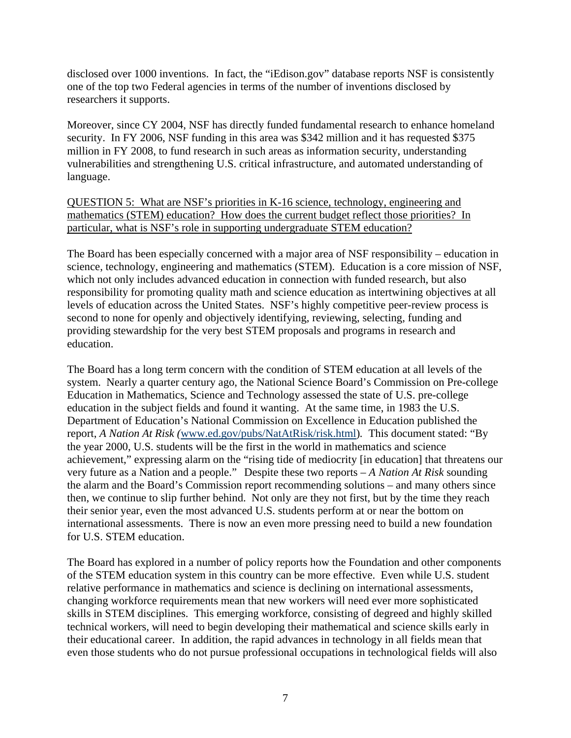disclosed over 1000 inventions. In fact, the "iEdison.gov" database reports NSF is consistently one of the top two Federal agencies in terms of the number of inventions disclosed by researchers it supports.

Moreover, since CY 2004, NSF has directly funded fundamental research to enhance homeland security. In FY 2006, NSF funding in this area was $342 million and it has requested $375 million in FY 2008, to fund research in such areas as information security, understanding vulnerabilities and strengthening U.S. critical infrastructure, and automated understanding of language.

<u>QUESTION 5: What are NSF's priorities in K-16 science, technology, engineering and mathematics (STEM) education? How does the current budget reflect those priorities? In particular, what is NSF's role in supporting undergraduate STEM education?</u>

The Board has been especially concerned with a major area of NSF responsibility – education in science, technology, engineering and mathematics (STEM). Education is a core mission of NSF, which not only includes advanced education in connection with funded research, but also responsibility for promoting quality math and science education as intertwining objectives at all levels of education across the United States. NSF's highly competitive peer-review process is second to none for openly and objectively identifying, reviewing, selecting, funding and providing stewardship for the very best STEM proposals and programs in research and education.

The Board has a long term concern with the condition of STEM education at all levels of the system. Nearly a quarter century ago, the National Science Board's Commission on Pre-college Education in Mathematics, Science and Technology assessed the state of U.S. pre-college education in the subject fields and found it wanting. At the same time, in 1983 the U.S. Department of Education's National Commission on Excellence in Education published the report, *A Nation At Risk* (www.ed.gov/pubs/NatAtRisk/risk.html). This document stated: "By the year 2000, U.S. students will be the first in the world in mathematics and science achievement," expressing alarm on the "rising tide of mediocrity [in education] that threatens our very future as a Nation and a people." Despite these two reports – *A Nation At Risk* sounding the alarm and the Board's Commission report recommending solutions – and many others since then, we continue to slip further behind. Not only are they not first, but by the time they reach their senior year, even the most advanced U.S. students perform at or near the bottom on international assessments. There is now an even more pressing need to build a new foundation for U.S. STEM education.

The Board has explored in a number of policy reports how the Foundation and other components of the STEM education system in this country can be more effective. Even while U.S. student relative performance in mathematics and science is declining on international assessments, changing workforce requirements mean that new workers will need ever more sophisticated skills in STEM disciplines. This emerging workforce, consisting of degreed and highly skilled technical workers, will need to begin developing their mathematical and science skills early in their educational career. In addition, the rapid advances in technology in all fields mean that even those students who do not pursue professional occupations in technological fields will also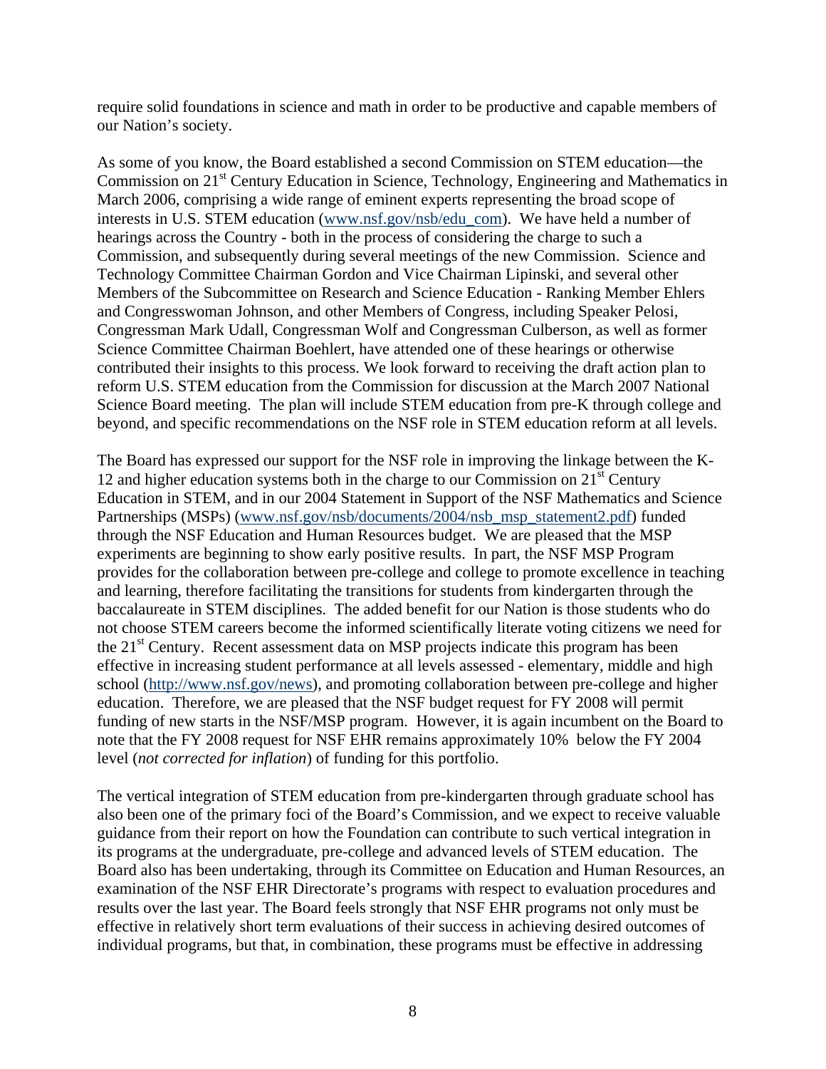require solid foundations in science and math in order to be productive and capable members of our Nation's society.

As some of you know, the Board established a second Commission on STEM education—the Commission on 21st Century Education in Science, Technology, Engineering and Mathematics in March 2006, comprising a wide range of eminent experts representing the broad scope of interests in U.S. STEM education (www.nsf.gov/nsb/edu_com). We have held a number of hearings across the Country - both in the process of considering the charge to such a Commission, and subsequently during several meetings of the new Commission. Science and Technology Committee Chairman Gordon and Vice Chairman Lipinski, and several other Members of the Subcommittee on Research and Science Education - Ranking Member Ehlers and Congresswoman Johnson, and other Members of Congress, including Speaker Pelosi, Congressman Mark Udall, Congressman Wolf and Congressman Culberson, as well as former Science Committee Chairman Boehlert, have attended one of these hearings or otherwise contributed their insights to this process. We look forward to receiving the draft action plan to reform U.S. STEM education from the Commission for discussion at the March 2007 National Science Board meeting. The plan will include STEM education from pre-K through college and beyond, and specific recommendations on the NSF role in STEM education reform at all levels.

The Board has expressed our support for the NSF role in improving the linkage between the K-12 and higher education systems both in the charge to our Commission on 21st Century Education in STEM, and in our 2004 Statement in Support of the NSF Mathematics and Science Partnerships (MSPs) (www.nsf.gov/nsb/documents/2004/nsb_msp_statement2.pdf) funded through the NSF Education and Human Resources budget. We are pleased that the MSP experiments are beginning to show early positive results. In part, the NSF MSP Program provides for the collaboration between pre-college and college to promote excellence in teaching and learning, therefore facilitating the transitions for students from kindergarten through the baccalaureate in STEM disciplines. The added benefit for our Nation is those students who do not choose STEM careers become the informed scientifically literate voting citizens we need for the 21st Century. Recent assessment data on MSP projects indicate this program has been effective in increasing student performance at all levels assessed - elementary, middle and high school (http://www.nsf.gov/news), and promoting collaboration between pre-college and higher education. Therefore, we are pleased that the NSF budget request for FY 2008 will permit funding of new starts in the NSF/MSP program. However, it is again incumbent on the Board to note that the FY 2008 request for NSF EHR remains approximately 10% below the FY 2004 level (*not corrected for inflation*) of funding for this portfolio.

The vertical integration of STEM education from pre-kindergarten through graduate school has also been one of the primary foci of the Board's Commission, and we expect to receive valuable guidance from their report on how the Foundation can contribute to such vertical integration in its programs at the undergraduate, pre-college and advanced levels of STEM education. The Board also has been undertaking, through its Committee on Education and Human Resources, an examination of the NSF EHR Directorate's programs with respect to evaluation procedures and results over the last year. The Board feels strongly that NSF EHR programs not only must be effective in relatively short term evaluations of their success in achieving desired outcomes of individual programs, but that, in combination, these programs must be effective in addressing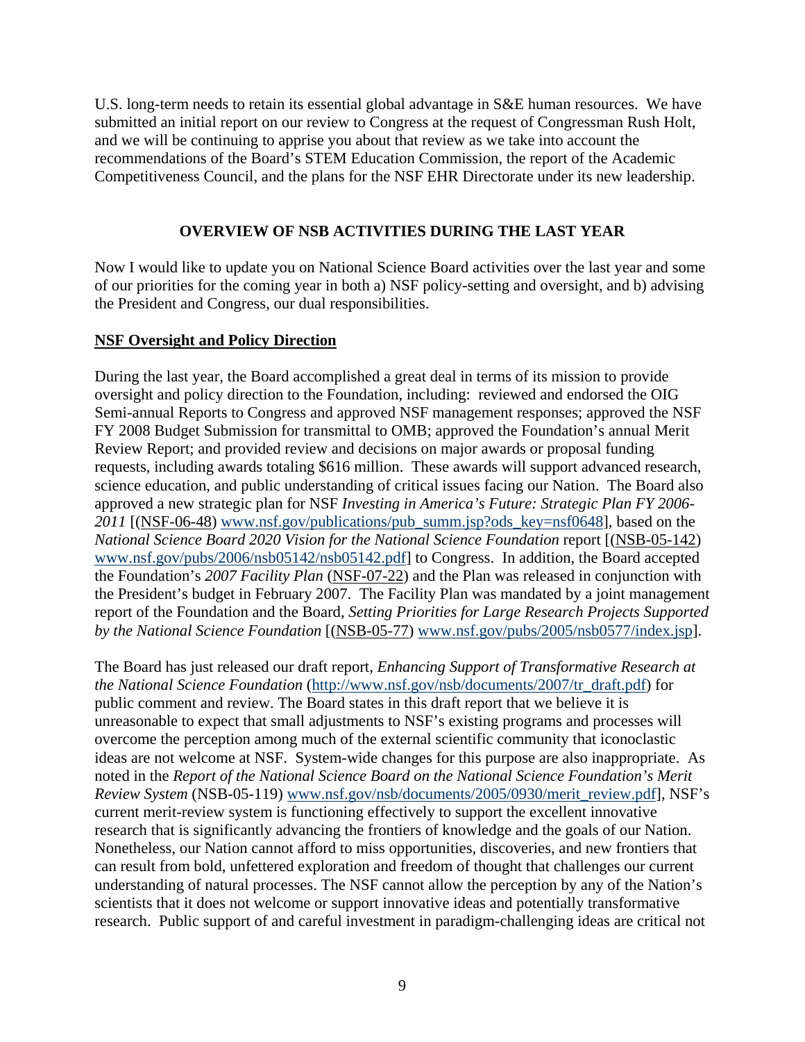U.S. long-term needs to retain its essential global advantage in S&E human resources. We have submitted an initial report on our review to Congress at the request of Congressman Rush Holt, and we will be continuing to apprise you about that review as we take into account the recommendations of the Board's STEM Education Commission, the report of the Academic Competitiveness Council, and the plans for the NSF EHR Directorate under its new leadership.

## OVERVIEW OF NSB ACTIVITIES DURING THE LAST YEAR

Now I would like to update you on National Science Board activities over the last year and some of our priorities for the coming year in both a) NSF policy-setting and oversight, and b) advising the President and Congress, our dual responsibilities.

### NSF Oversight and Policy Direction

During the last year, the Board accomplished a great deal in terms of its mission to provide oversight and policy direction to the Foundation, including: reviewed and endorsed the OIG Semi-annual Reports to Congress and approved NSF management responses; approved the NSF FY 2008 Budget Submission for transmittal to OMB; approved the Foundation's annual Merit Review Report; and provided review and decisions on major awards or proposal funding requests, including awards totaling $616 million. These awards will support advanced research, science education, and public understanding of critical issues facing our Nation. The Board also approved a new strategic plan for NSF *Investing in America's Future: Strategic Plan FY 2006-2011* [(NSF-06-48) www.nsf.gov/publications/pub_summ.jsp?ods_key=nsf0648], based on the *National Science Board 2020 Vision for the National Science Foundation* report [(NSB-05-142) www.nsf.gov/pubs/2006/nsb05142/nsb05142.pdf] to Congress. In addition, the Board accepted the Foundation's *2007 Facility Plan* (NSF-07-22) and the Plan was released in conjunction with the President's budget in February 2007. The Facility Plan was mandated by a joint management report of the Foundation and the Board, *Setting Priorities for Large Research Projects Supported by the National Science Foundation* [(NSB-05-77) www.nsf.gov/pubs/2005/nsb0577/index.jsp].

The Board has just released our draft report, *Enhancing Support of Transformative Research at the National Science Foundation* (http://www.nsf.gov/nsb/documents/2007/tr_draft.pdf) for public comment and review. The Board states in this draft report that we believe it is unreasonable to expect that small adjustments to NSF's existing programs and processes will overcome the perception among much of the external scientific community that iconoclastic ideas are not welcome at NSF. System-wide changes for this purpose are also inappropriate. As noted in the *Report of the National Science Board on the National Science Foundation's Merit Review System* (NSB-05-119) www.nsf.gov/nsb/documents/2005/0930/merit_review.pdf], NSF's current merit-review system is functioning effectively to support the excellent innovative research that is significantly advancing the frontiers of knowledge and the goals of our Nation. Nonetheless, our Nation cannot afford to miss opportunities, discoveries, and new frontiers that can result from bold, unfettered exploration and freedom of thought that challenges our current understanding of natural processes. The NSF cannot allow the perception by any of the Nation's scientists that it does not welcome or support innovative ideas and potentially transformative research. Public support of and careful investment in paradigm-challenging ideas are critical not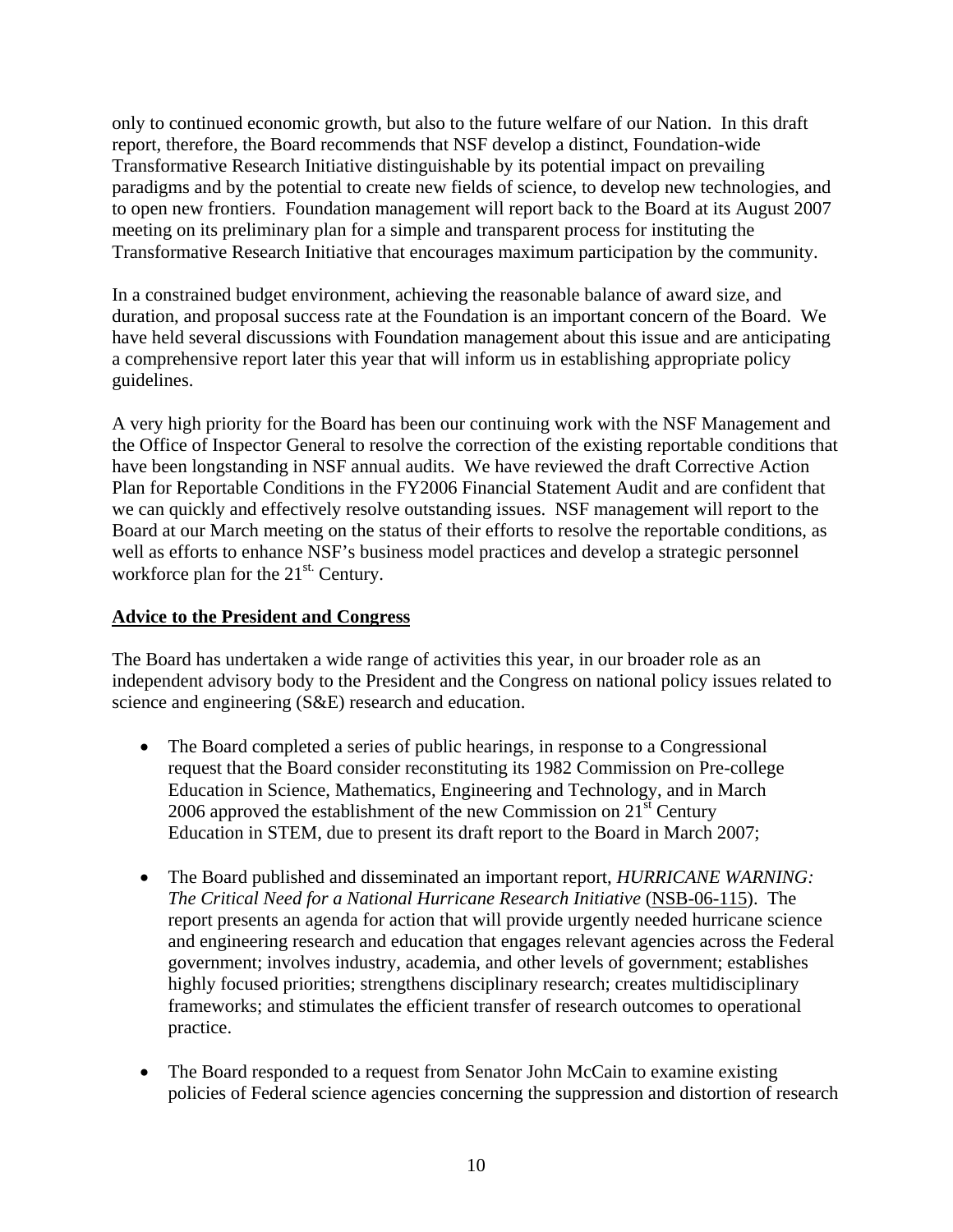only to continued economic growth, but also to the future welfare of our Nation. In this draft report, therefore, the Board recommends that NSF develop a distinct, Foundation-wide Transformative Research Initiative distinguishable by its potential impact on prevailing paradigms and by the potential to create new fields of science, to develop new technologies, and to open new frontiers. Foundation management will report back to the Board at its August 2007 meeting on its preliminary plan for a simple and transparent process for instituting the Transformative Research Initiative that encourages maximum participation by the community.

In a constrained budget environment, achieving the reasonable balance of award size, and duration, and proposal success rate at the Foundation is an important concern of the Board. We have held several discussions with Foundation management about this issue and are anticipating a comprehensive report later this year that will inform us in establishing appropriate policy guidelines.

A very high priority for the Board has been our continuing work with the NSF Management and the Office of Inspector General to resolve the correction of the existing reportable conditions that have been longstanding in NSF annual audits. We have reviewed the draft Corrective Action Plan for Reportable Conditions in the FY2006 Financial Statement Audit and are confident that we can quickly and effectively resolve outstanding issues. NSF management will report to the Board at our March meeting on the status of their efforts to resolve the reportable conditions, as well as efforts to enhance NSF's business model practices and develop a strategic personnel workforce plan for the 21st. Century.

## Advice to the President and Congress

The Board has undertaken a wide range of activities this year, in our broader role as an independent advisory body to the President and the Congress on national policy issues related to science and engineering (S&E) research and education.

- The Board completed a series of public hearings, in response to a Congressional request that the Board consider reconstituting its 1982 Commission on Pre-college Education in Science, Mathematics, Engineering and Technology, and in March 2006 approved the establishment of the new Commission on 21st Century Education in STEM, due to present its draft report to the Board in March 2007;

- The Board published and disseminated an important report, *HURRICANE WARNING: The Critical Need for a National Hurricane Research Initiative* (NSB-06-115). The report presents an agenda for action that will provide urgently needed hurricane science and engineering research and education that engages relevant agencies across the Federal government; involves industry, academia, and other levels of government; establishes highly focused priorities; strengthens disciplinary research; creates multidisciplinary frameworks; and stimulates the efficient transfer of research outcomes to operational practice.

- The Board responded to a request from Senator John McCain to examine existing policies of Federal science agencies concerning the suppression and distortion of research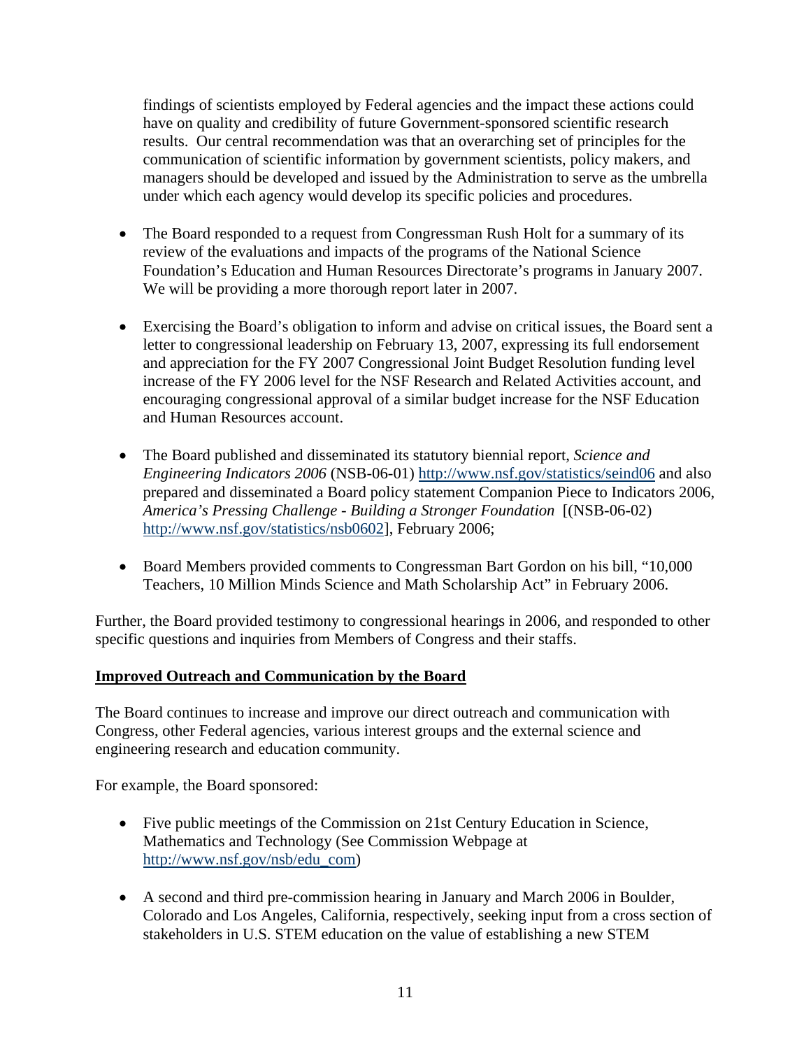findings of scientists employed by Federal agencies and the impact these actions could have on quality and credibility of future Government-sponsored scientific research results. Our central recommendation was that an overarching set of principles for the communication of scientific information by government scientists, policy makers, and managers should be developed and issued by the Administration to serve as the umbrella under which each agency would develop its specific policies and procedures.

- The Board responded to a request from Congressman Rush Holt for a summary of its review of the evaluations and impacts of the programs of the National Science Foundation's Education and Human Resources Directorate's programs in January 2007. We will be providing a more thorough report later in 2007.

- Exercising the Board's obligation to inform and advise on critical issues, the Board sent a letter to congressional leadership on February 13, 2007, expressing its full endorsement and appreciation for the FY 2007 Congressional Joint Budget Resolution funding level increase of the FY 2006 level for the NSF Research and Related Activities account, and encouraging congressional approval of a similar budget increase for the NSF Education and Human Resources account.

- The Board published and disseminated its statutory biennial report, *Science and Engineering Indicators 2006* (NSB-06-01) http://www.nsf.gov/statistics/seind06 and also prepared and disseminated a Board policy statement Companion Piece to Indicators 2006, *America's Pressing Challenge - Building a Stronger Foundation* [(NSB-06-02) http://www.nsf.gov/statistics/nsb0602], February 2006;

- Board Members provided comments to Congressman Bart Gordon on his bill, "10,000 Teachers, 10 Million Minds Science and Math Scholarship Act" in February 2006.

Further, the Board provided testimony to congressional hearings in 2006, and responded to other specific questions and inquiries from Members of Congress and their staffs.

**Improved Outreach and Communication by the Board**

The Board continues to increase and improve our direct outreach and communication with Congress, other Federal agencies, various interest groups and the external science and engineering research and education community.

For example, the Board sponsored:

- Five public meetings of the Commission on 21st Century Education in Science, Mathematics and Technology (See Commission Webpage at http://www.nsf.gov/nsb/edu_com)

- A second and third pre-commission hearing in January and March 2006 in Boulder, Colorado and Los Angeles, California, respectively, seeking input from a cross section of stakeholders in U.S. STEM education on the value of establishing a new STEM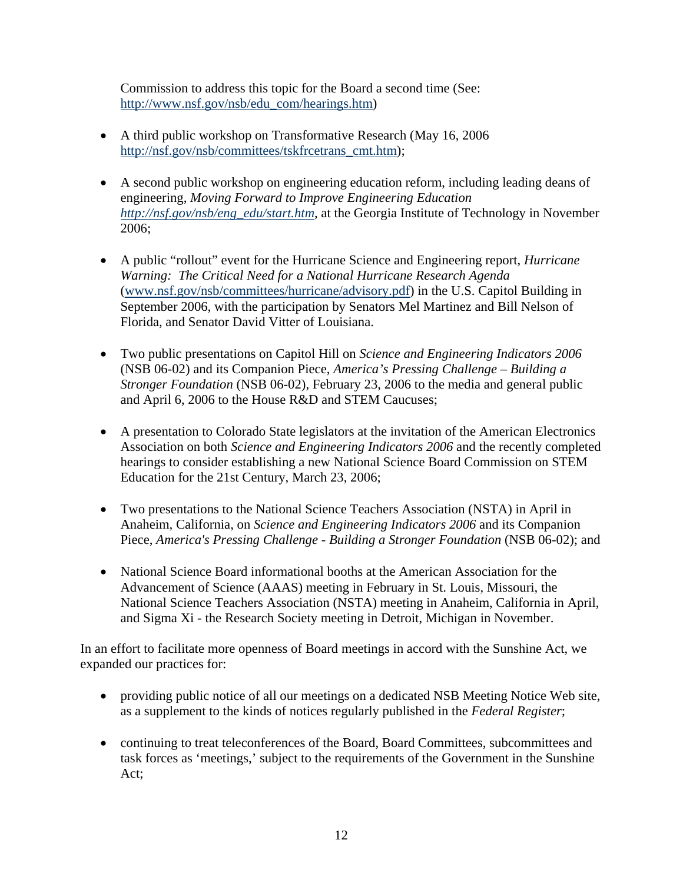Commission to address this topic for the Board a second time (See: http://www.nsf.gov/nsb/edu_com/hearings.htm)

- A third public workshop on Transformative Research (May 16, 2006 http://nsf.gov/nsb/committees/tskfrcetrans_cmt.htm);

- A second public workshop on engineering education reform, including leading deans of engineering, *Moving Forward to Improve Engineering Education* *http://nsf.gov/nsb/eng_edu/start.htm*, at the Georgia Institute of Technology in November 2006;

- A public "rollout" event for the Hurricane Science and Engineering report, *Hurricane Warning: The Critical Need for a National Hurricane Research Agenda* (www.nsf.gov/nsb/committees/hurricane/advisory.pdf) in the U.S. Capitol Building in September 2006, with the participation by Senators Mel Martinez and Bill Nelson of Florida, and Senator David Vitter of Louisiana.

- Two public presentations on Capitol Hill on *Science and Engineering Indicators 2006* (NSB 06-02) and its Companion Piece, *America's Pressing Challenge – Building a Stronger Foundation* (NSB 06-02), February 23, 2006 to the media and general public and April 6, 2006 to the House R&D and STEM Caucuses;

- A presentation to Colorado State legislators at the invitation of the American Electronics Association on both *Science and Engineering Indicators 2006* and the recently completed hearings to consider establishing a new National Science Board Commission on STEM Education for the 21st Century, March 23, 2006;

- Two presentations to the National Science Teachers Association (NSTA) in April in Anaheim, California, on *Science and Engineering Indicators 2006* and its Companion Piece, *America's Pressing Challenge - Building a Stronger Foundation* (NSB 06-02); and

- National Science Board informational booths at the American Association for the Advancement of Science (AAAS) meeting in February in St. Louis, Missouri, the National Science Teachers Association (NSTA) meeting in Anaheim, California in April, and Sigma Xi - the Research Society meeting in Detroit, Michigan in November.

In an effort to facilitate more openness of Board meetings in accord with the Sunshine Act, we expanded our practices for:

- providing public notice of all our meetings on a dedicated NSB Meeting Notice Web site, as a supplement to the kinds of notices regularly published in the *Federal Register*;

- continuing to treat teleconferences of the Board, Board Committees, subcommittees and task forces as 'meetings,' subject to the requirements of the Government in the Sunshine Act;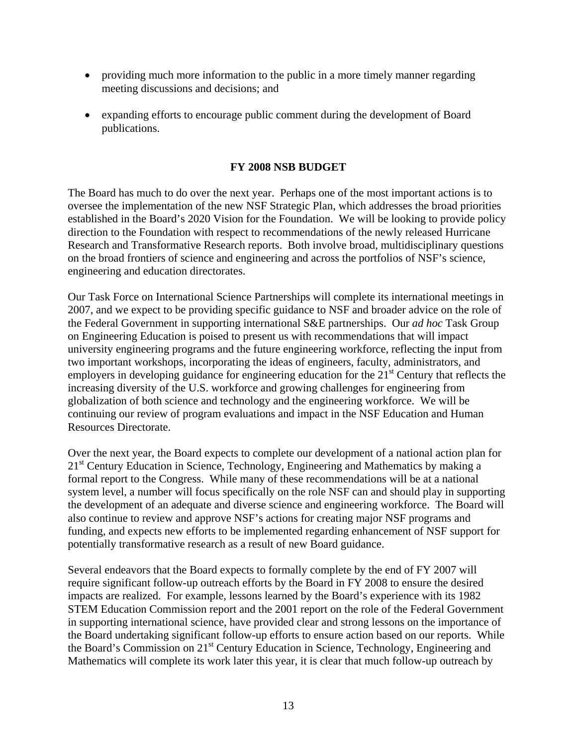- providing much more information to the public in a more timely manner regarding meeting discussions and decisions; and

- expanding efforts to encourage public comment during the development of Board publications.

## FY 2008 NSB BUDGET

The Board has much to do over the next year. Perhaps one of the most important actions is to oversee the implementation of the new NSF Strategic Plan, which addresses the broad priorities established in the Board's 2020 Vision for the Foundation. We will be looking to provide policy direction to the Foundation with respect to recommendations of the newly released Hurricane Research and Transformative Research reports. Both involve broad, multidisciplinary questions on the broad frontiers of science and engineering and across the portfolios of NSF's science, engineering and education directorates.

Our Task Force on International Science Partnerships will complete its international meetings in 2007, and we expect to be providing specific guidance to NSF and broader advice on the role of the Federal Government in supporting international S&E partnerships. Our *ad hoc* Task Group on Engineering Education is poised to present us with recommendations that will impact university engineering programs and the future engineering workforce, reflecting the input from two important workshops, incorporating the ideas of engineers, faculty, administrators, and employers in developing guidance for engineering education for the 21st Century that reflects the increasing diversity of the U.S. workforce and growing challenges for engineering from globalization of both science and technology and the engineering workforce. We will be continuing our review of program evaluations and impact in the NSF Education and Human Resources Directorate.

Over the next year, the Board expects to complete our development of a national action plan for 21st Century Education in Science, Technology, Engineering and Mathematics by making a formal report to the Congress. While many of these recommendations will be at a national system level, a number will focus specifically on the role NSF can and should play in supporting the development of an adequate and diverse science and engineering workforce. The Board will also continue to review and approve NSF's actions for creating major NSF programs and funding, and expects new efforts to be implemented regarding enhancement of NSF support for potentially transformative research as a result of new Board guidance.

Several endeavors that the Board expects to formally complete by the end of FY 2007 will require significant follow-up outreach efforts by the Board in FY 2008 to ensure the desired impacts are realized. For example, lessons learned by the Board's experience with its 1982 STEM Education Commission report and the 2001 report on the role of the Federal Government in supporting international science, have provided clear and strong lessons on the importance of the Board undertaking significant follow-up efforts to ensure action based on our reports. While the Board's Commission on 21st Century Education in Science, Technology, Engineering and Mathematics will complete its work later this year, it is clear that much follow-up outreach by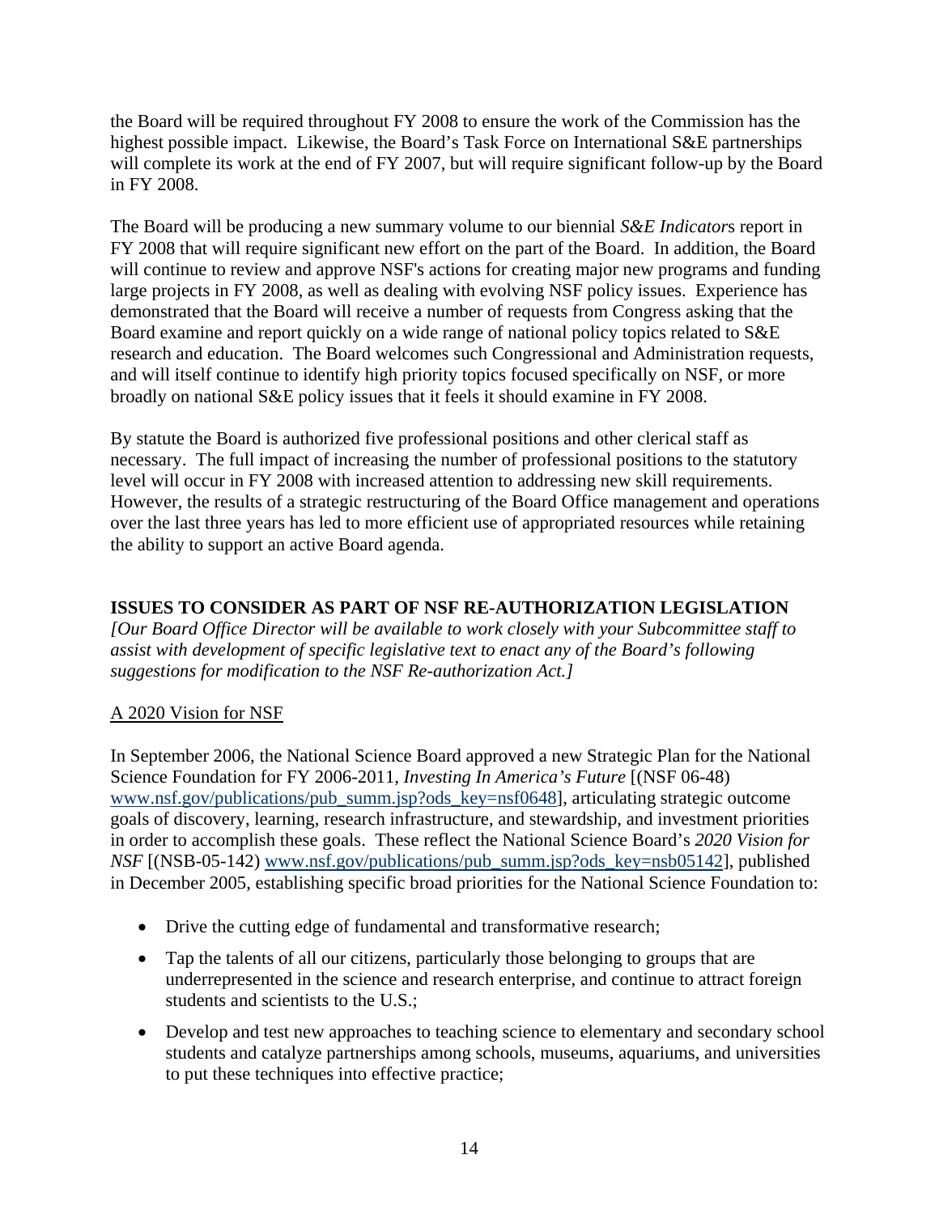the Board will be required throughout FY 2008 to ensure the work of the Commission has the highest possible impact. Likewise, the Board's Task Force on International S&E partnerships will complete its work at the end of FY 2007, but will require significant follow-up by the Board in FY 2008.

The Board will be producing a new summary volume to our biennial *S&E Indicator*s report in FY 2008 that will require significant new effort on the part of the Board. In addition, the Board will continue to review and approve NSF's actions for creating major new programs and funding large projects in FY 2008, as well as dealing with evolving NSF policy issues. Experience has demonstrated that the Board will receive a number of requests from Congress asking that the Board examine and report quickly on a wide range of national policy topics related to S&E research and education. The Board welcomes such Congressional and Administration requests, and will itself continue to identify high priority topics focused specifically on NSF, or more broadly on national S&E policy issues that it feels it should examine in FY 2008.

By statute the Board is authorized five professional positions and other clerical staff as necessary. The full impact of increasing the number of professional positions to the statutory level will occur in FY 2008 with increased attention to addressing new skill requirements. However, the results of a strategic restructuring of the Board Office management and operations over the last three years has led to more efficient use of appropriated resources while retaining the ability to support an active Board agenda.

## ISSUES TO CONSIDER AS PART OF NSF RE-AUTHORIZATION LEGISLATION

*[Our Board Office Director will be available to work closely with your Subcommittee staff to assist with development of specific legislative text to enact any of the Board's following suggestions for modification to the NSF Re-authorization Act.]*

### A 2020 Vision for NSF

In September 2006, the National Science Board approved a new Strategic Plan for the National Science Foundation for FY 2006-2011, *Investing In America's Future* [(NSF 06-48) www.nsf.gov/publications/pub_summ.jsp?ods_key=nsf0648], articulating strategic outcome goals of discovery, learning, research infrastructure, and stewardship, and investment priorities in order to accomplish these goals. These reflect the National Science Board's *2020 Vision for NSF* [(NSB-05-142) www.nsf.gov/publications/pub_summ.jsp?ods_key=nsb05142], published in December 2005, establishing specific broad priorities for the National Science Foundation to:

- Drive the cutting edge of fundamental and transformative research;
- Tap the talents of all our citizens, particularly those belonging to groups that are underrepresented in the science and research enterprise, and continue to attract foreign students and scientists to the U.S.;
- Develop and test new approaches to teaching science to elementary and secondary school students and catalyze partnerships among schools, museums, aquariums, and universities to put these techniques into effective practice;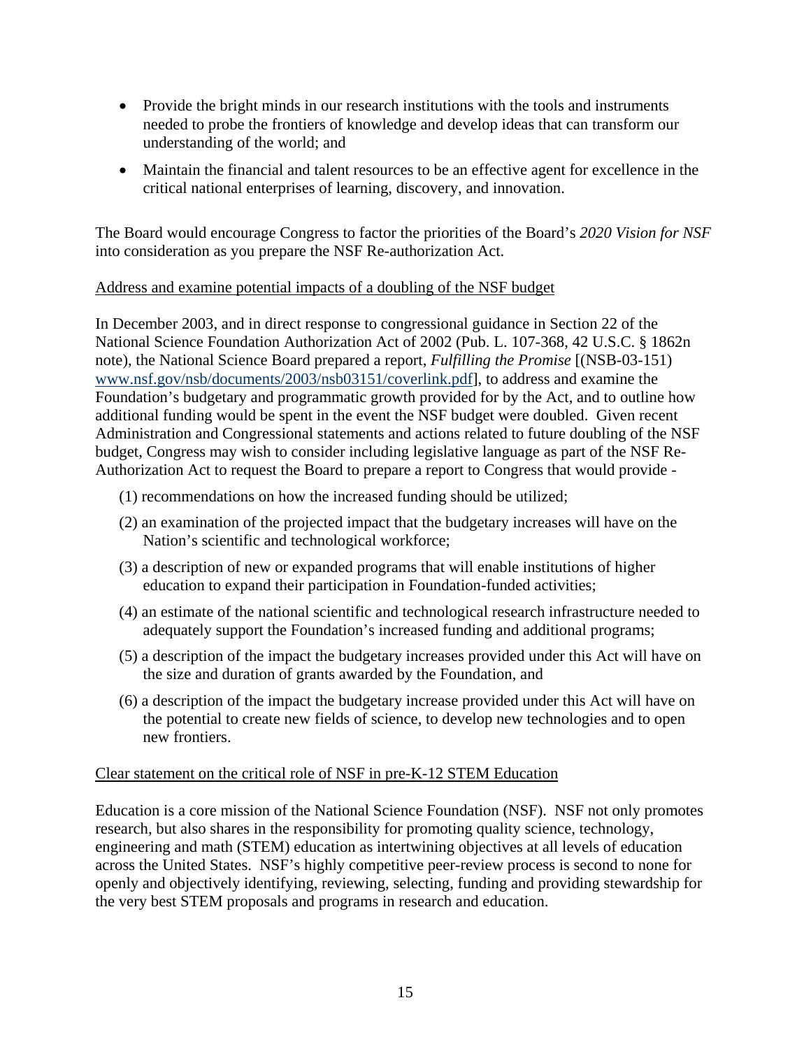- Provide the bright minds in our research institutions with the tools and instruments needed to probe the frontiers of knowledge and develop ideas that can transform our understanding of the world; and
- Maintain the financial and talent resources to be an effective agent for excellence in the critical national enterprises of learning, discovery, and innovation.

The Board would encourage Congress to factor the priorities of the Board's *2020 Vision for NSF* into consideration as you prepare the NSF Re-authorization Act.

<u>Address and examine potential impacts of a doubling of the NSF budget</u>

In December 2003, and in direct response to congressional guidance in Section 22 of the National Science Foundation Authorization Act of 2002 (Pub. L. 107-368, 42 U.S.C. § 1862n note), the National Science Board prepared a report, *Fulfilling the Promise* [(NSB-03-151) www.nsf.gov/nsb/documents/2003/nsb03151/coverlink.pdf], to address and examine the Foundation's budgetary and programmatic growth provided for by the Act, and to outline how additional funding would be spent in the event the NSF budget were doubled. Given recent Administration and Congressional statements and actions related to future doubling of the NSF budget, Congress may wish to consider including legislative language as part of the NSF Re-Authorization Act to request the Board to prepare a report to Congress that would provide -

(1) recommendations on how the increased funding should be utilized;

(2) an examination of the projected impact that the budgetary increases will have on the Nation's scientific and technological workforce;

(3) a description of new or expanded programs that will enable institutions of higher education to expand their participation in Foundation-funded activities;

(4) an estimate of the national scientific and technological research infrastructure needed to adequately support the Foundation's increased funding and additional programs;

(5) a description of the impact the budgetary increases provided under this Act will have on the size and duration of grants awarded by the Foundation, and

(6) a description of the impact the budgetary increase provided under this Act will have on the potential to create new fields of science, to develop new technologies and to open new frontiers.

<u>Clear statement on the critical role of NSF in pre-K-12 STEM Education</u>

Education is a core mission of the National Science Foundation (NSF). NSF not only promotes research, but also shares in the responsibility for promoting quality science, technology, engineering and math (STEM) education as intertwining objectives at all levels of education across the United States. NSF's highly competitive peer-review process is second to none for openly and objectively identifying, reviewing, selecting, funding and providing stewardship for the very best STEM proposals and programs in research and education.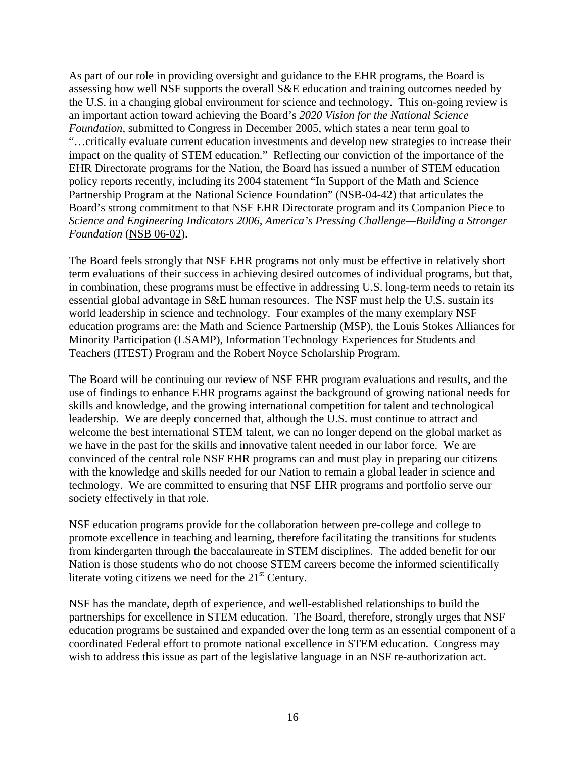As part of our role in providing oversight and guidance to the EHR programs, the Board is assessing how well NSF supports the overall S&E education and training outcomes needed by the U.S. in a changing global environment for science and technology. This on-going review is an important action toward achieving the Board's *2020 Vision for the National Science Foundation*, submitted to Congress in December 2005, which states a near term goal to "…critically evaluate current education investments and develop new strategies to increase their impact on the quality of STEM education." Reflecting our conviction of the importance of the EHR Directorate programs for the Nation, the Board has issued a number of STEM education policy reports recently, including its 2004 statement "In Support of the Math and Science Partnership Program at the National Science Foundation" (NSB-04-42) that articulates the Board's strong commitment to that NSF EHR Directorate program and its Companion Piece to *Science and Engineering Indicators 2006*, *America's Pressing Challenge—Building a Stronger Foundation* (NSB 06-02).

The Board feels strongly that NSF EHR programs not only must be effective in relatively short term evaluations of their success in achieving desired outcomes of individual programs, but that, in combination, these programs must be effective in addressing U.S. long-term needs to retain its essential global advantage in S&E human resources. The NSF must help the U.S. sustain its world leadership in science and technology. Four examples of the many exemplary NSF education programs are: the Math and Science Partnership (MSP), the Louis Stokes Alliances for Minority Participation (LSAMP), Information Technology Experiences for Students and Teachers (ITEST) Program and the Robert Noyce Scholarship Program.

The Board will be continuing our review of NSF EHR program evaluations and results, and the use of findings to enhance EHR programs against the background of growing national needs for skills and knowledge, and the growing international competition for talent and technological leadership. We are deeply concerned that, although the U.S. must continue to attract and welcome the best international STEM talent, we can no longer depend on the global market as we have in the past for the skills and innovative talent needed in our labor force. We are convinced of the central role NSF EHR programs can and must play in preparing our citizens with the knowledge and skills needed for our Nation to remain a global leader in science and technology. We are committed to ensuring that NSF EHR programs and portfolio serve our society effectively in that role.

NSF education programs provide for the collaboration between pre-college and college to promote excellence in teaching and learning, therefore facilitating the transitions for students from kindergarten through the baccalaureate in STEM disciplines. The added benefit for our Nation is those students who do not choose STEM careers become the informed scientifically literate voting citizens we need for the 21st Century.

NSF has the mandate, depth of experience, and well-established relationships to build the partnerships for excellence in STEM education. The Board, therefore, strongly urges that NSF education programs be sustained and expanded over the long term as an essential component of a coordinated Federal effort to promote national excellence in STEM education. Congress may wish to address this issue as part of the legislative language in an NSF re-authorization act.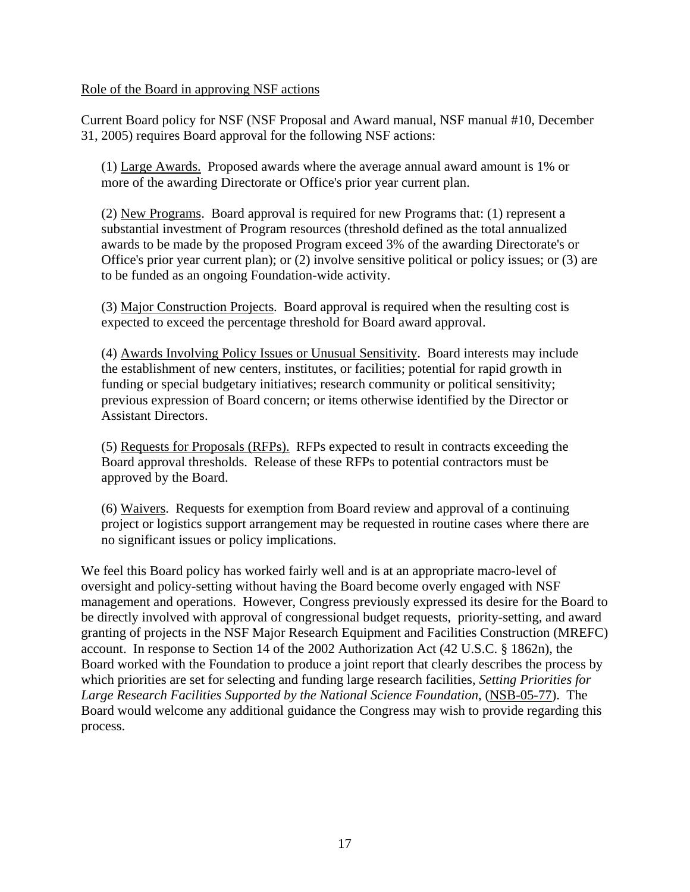Role of the Board in approving NSF actions

Current Board policy for NSF (NSF Proposal and Award manual, NSF manual #10, December 31, 2005) requires Board approval for the following NSF actions:

(1) Large Awards. Proposed awards where the average annual award amount is 1% or more of the awarding Directorate or Office's prior year current plan.

(2) New Programs. Board approval is required for new Programs that: (1) represent a substantial investment of Program resources (threshold defined as the total annualized awards to be made by the proposed Program exceed 3% of the awarding Directorate's or Office's prior year current plan); or (2) involve sensitive political or policy issues; or (3) are to be funded as an ongoing Foundation-wide activity.

(3) Major Construction Projects. Board approval is required when the resulting cost is expected to exceed the percentage threshold for Board award approval.

(4) Awards Involving Policy Issues or Unusual Sensitivity. Board interests may include the establishment of new centers, institutes, or facilities; potential for rapid growth in funding or special budgetary initiatives; research community or political sensitivity; previous expression of Board concern; or items otherwise identified by the Director or Assistant Directors.

(5) Requests for Proposals (RFPs). RFPs expected to result in contracts exceeding the Board approval thresholds. Release of these RFPs to potential contractors must be approved by the Board.

(6) Waivers. Requests for exemption from Board review and approval of a continuing project or logistics support arrangement may be requested in routine cases where there are no significant issues or policy implications.

We feel this Board policy has worked fairly well and is at an appropriate macro-level of oversight and policy-setting without having the Board become overly engaged with NSF management and operations. However, Congress previously expressed its desire for the Board to be directly involved with approval of congressional budget requests, priority-setting, and award granting of projects in the NSF Major Research Equipment and Facilities Construction (MREFC) account. In response to Section 14 of the 2002 Authorization Act (42 U.S.C. § 1862n), the Board worked with the Foundation to produce a joint report that clearly describes the process by which priorities are set for selecting and funding large research facilities, *Setting Priorities for Large Research Facilities Supported by the National Science Foundation*, (NSB-05-77). The Board would welcome any additional guidance the Congress may wish to provide regarding this process.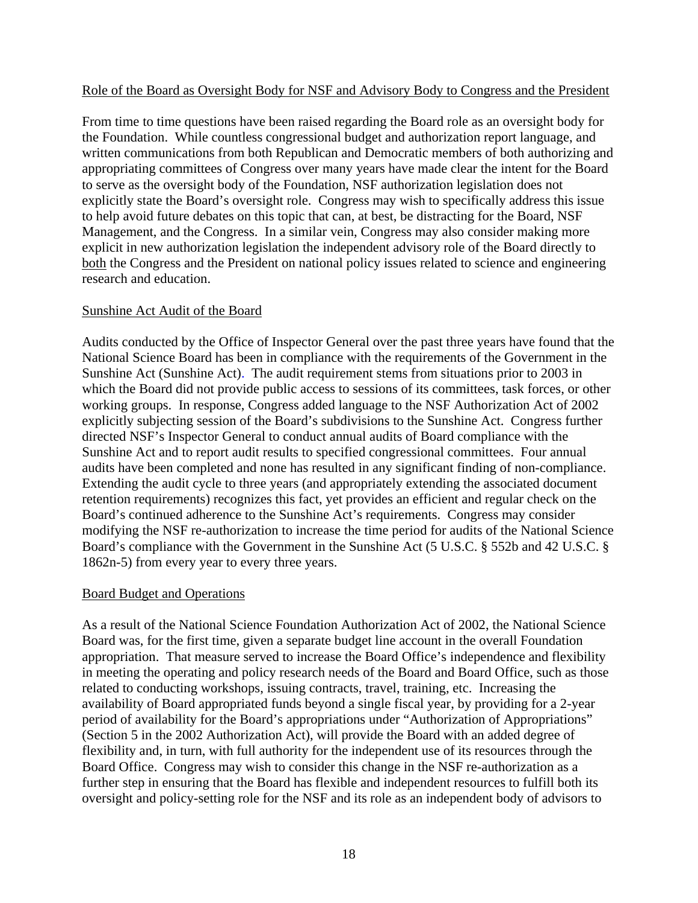Role of the Board as Oversight Body for NSF and Advisory Body to Congress and the President

From time to time questions have been raised regarding the Board role as an oversight body for the Foundation. While countless congressional budget and authorization report language, and written communications from both Republican and Democratic members of both authorizing and appropriating committees of Congress over many years have made clear the intent for the Board to serve as the oversight body of the Foundation, NSF authorization legislation does not explicitly state the Board's oversight role. Congress may wish to specifically address this issue to help avoid future debates on this topic that can, at best, be distracting for the Board, NSF Management, and the Congress. In a similar vein, Congress may also consider making more explicit in new authorization legislation the independent advisory role of the Board directly to both the Congress and the President on national policy issues related to science and engineering research and education.

Sunshine Act Audit of the Board

Audits conducted by the Office of Inspector General over the past three years have found that the National Science Board has been in compliance with the requirements of the Government in the Sunshine Act (Sunshine Act). The audit requirement stems from situations prior to 2003 in which the Board did not provide public access to sessions of its committees, task forces, or other working groups. In response, Congress added language to the NSF Authorization Act of 2002 explicitly subjecting session of the Board's subdivisions to the Sunshine Act. Congress further directed NSF's Inspector General to conduct annual audits of Board compliance with the Sunshine Act and to report audit results to specified congressional committees. Four annual audits have been completed and none has resulted in any significant finding of non-compliance. Extending the audit cycle to three years (and appropriately extending the associated document retention requirements) recognizes this fact, yet provides an efficient and regular check on the Board's continued adherence to the Sunshine Act's requirements. Congress may consider modifying the NSF re-authorization to increase the time period for audits of the National Science Board's compliance with the Government in the Sunshine Act (5 U.S.C. § 552b and 42 U.S.C. § 1862n-5) from every year to every three years.

Board Budget and Operations

As a result of the National Science Foundation Authorization Act of 2002, the National Science Board was, for the first time, given a separate budget line account in the overall Foundation appropriation. That measure served to increase the Board Office's independence and flexibility in meeting the operating and policy research needs of the Board and Board Office, such as those related to conducting workshops, issuing contracts, travel, training, etc. Increasing the availability of Board appropriated funds beyond a single fiscal year, by providing for a 2-year period of availability for the Board's appropriations under "Authorization of Appropriations" (Section 5 in the 2002 Authorization Act), will provide the Board with an added degree of flexibility and, in turn, with full authority for the independent use of its resources through the Board Office. Congress may wish to consider this change in the NSF re-authorization as a further step in ensuring that the Board has flexible and independent resources to fulfill both its oversight and policy-setting role for the NSF and its role as an independent body of advisors to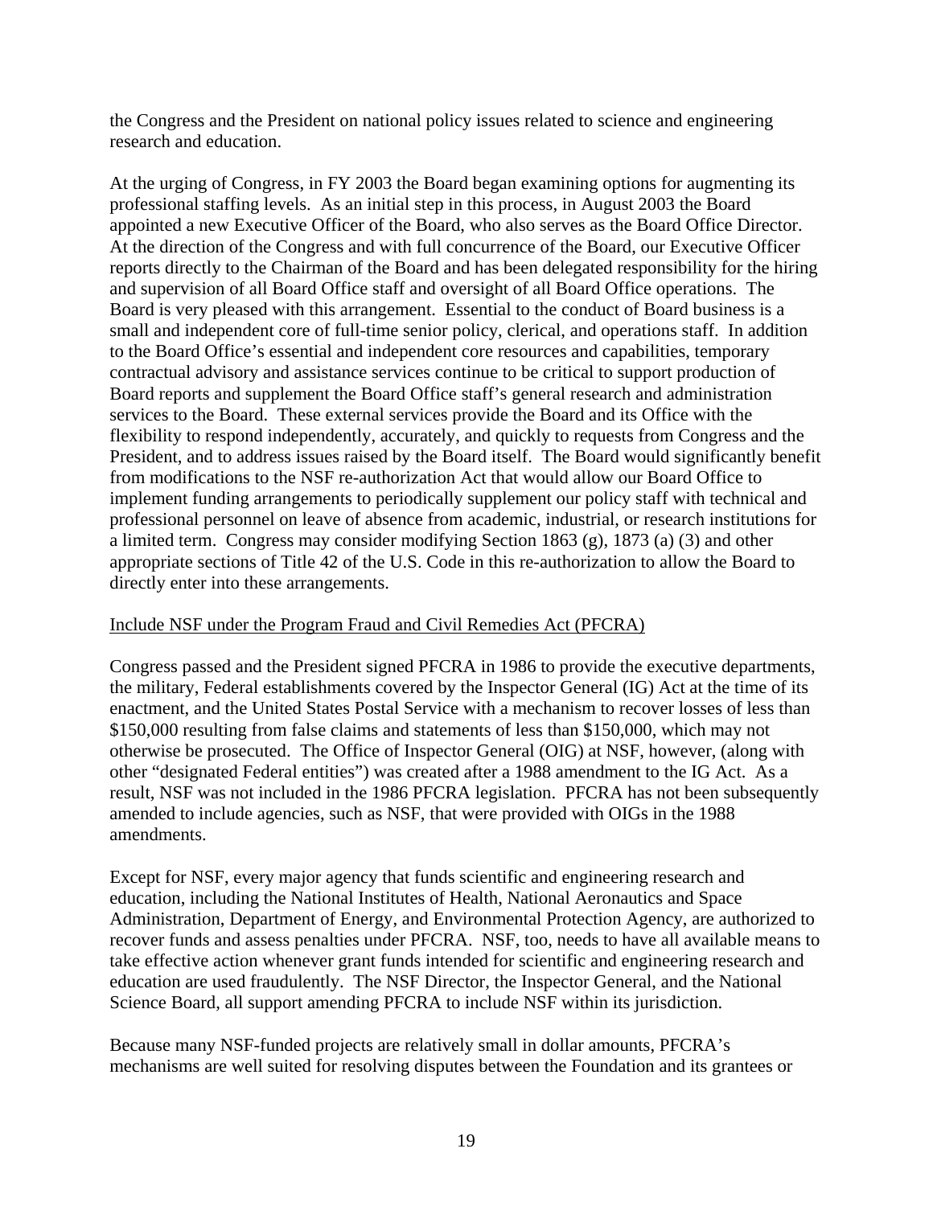the Congress and the President on national policy issues related to science and engineering research and education.

At the urging of Congress, in FY 2003 the Board began examining options for augmenting its professional staffing levels. As an initial step in this process, in August 2003 the Board appointed a new Executive Officer of the Board, who also serves as the Board Office Director. At the direction of the Congress and with full concurrence of the Board, our Executive Officer reports directly to the Chairman of the Board and has been delegated responsibility for the hiring and supervision of all Board Office staff and oversight of all Board Office operations. The Board is very pleased with this arrangement. Essential to the conduct of Board business is a small and independent core of full-time senior policy, clerical, and operations staff. In addition to the Board Office's essential and independent core resources and capabilities, temporary contractual advisory and assistance services continue to be critical to support production of Board reports and supplement the Board Office staff's general research and administration services to the Board. These external services provide the Board and its Office with the flexibility to respond independently, accurately, and quickly to requests from Congress and the President, and to address issues raised by the Board itself. The Board would significantly benefit from modifications to the NSF re-authorization Act that would allow our Board Office to implement funding arrangements to periodically supplement our policy staff with technical and professional personnel on leave of absence from academic, industrial, or research institutions for a limited term. Congress may consider modifying Section 1863 (g), 1873 (a) (3) and other appropriate sections of Title 42 of the U.S. Code in this re-authorization to allow the Board to directly enter into these arrangements.

<u>Include NSF under the Program Fraud and Civil Remedies Act (PFCRA)</u>

Congress passed and the President signed PFCRA in 1986 to provide the executive departments, the military, Federal establishments covered by the Inspector General (IG) Act at the time of its enactment, and the United States Postal Service with a mechanism to recover losses of less than \$150,000 resulting from false claims and statements of less than \$150,000, which may not otherwise be prosecuted. The Office of Inspector General (OIG) at NSF, however, (along with other "designated Federal entities") was created after a 1988 amendment to the IG Act. As a result, NSF was not included in the 1986 PFCRA legislation. PFCRA has not been subsequently amended to include agencies, such as NSF, that were provided with OIGs in the 1988 amendments.

Except for NSF, every major agency that funds scientific and engineering research and education, including the National Institutes of Health, National Aeronautics and Space Administration, Department of Energy, and Environmental Protection Agency, are authorized to recover funds and assess penalties under PFCRA. NSF, too, needs to have all available means to take effective action whenever grant funds intended for scientific and engineering research and education are used fraudulently. The NSF Director, the Inspector General, and the National Science Board, all support amending PFCRA to include NSF within its jurisdiction.

Because many NSF-funded projects are relatively small in dollar amounts, PFCRA's mechanisms are well suited for resolving disputes between the Foundation and its grantees or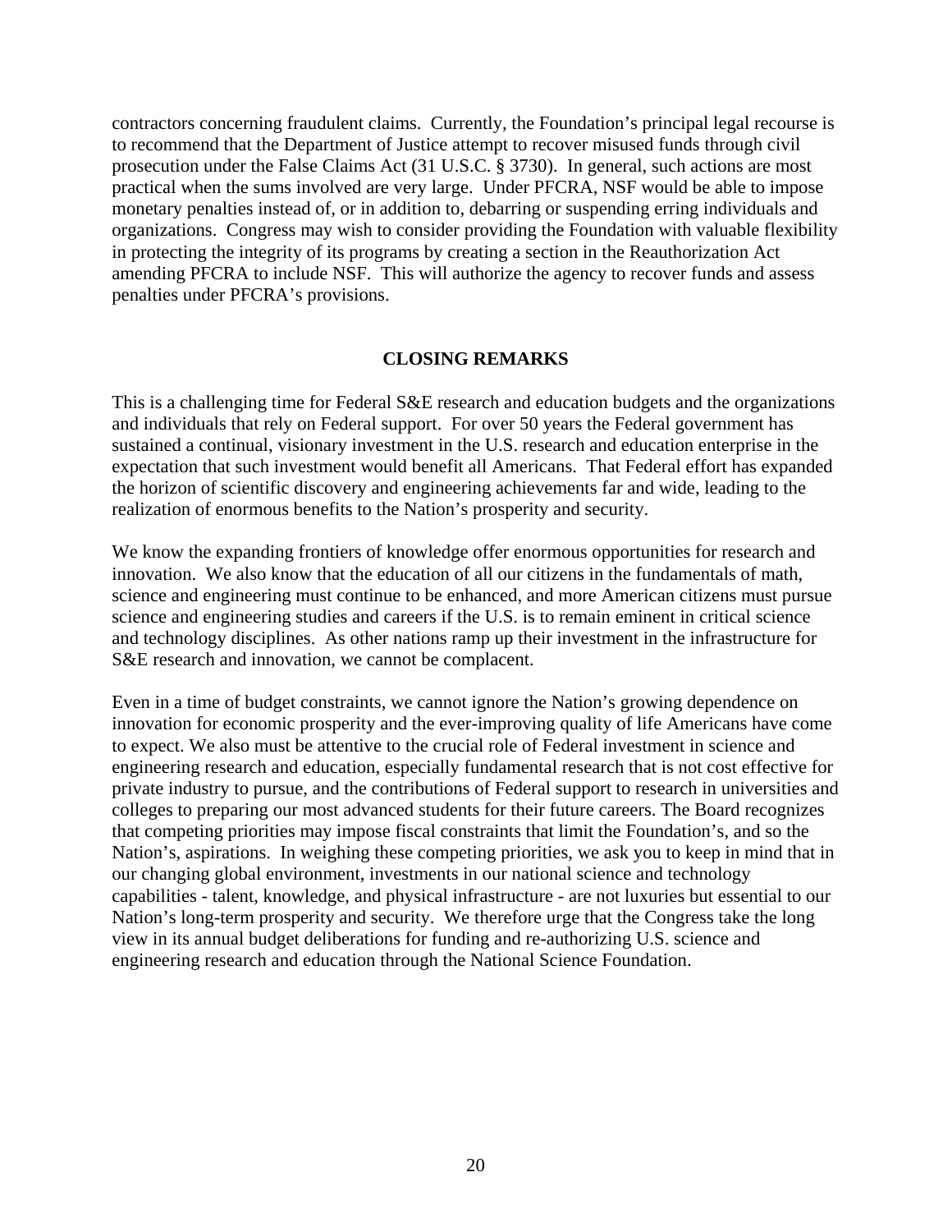contractors concerning fraudulent claims. Currently, the Foundation's principal legal recourse is to recommend that the Department of Justice attempt to recover misused funds through civil prosecution under the False Claims Act (31 U.S.C. § 3730). In general, such actions are most practical when the sums involved are very large. Under PFCRA, NSF would be able to impose monetary penalties instead of, or in addition to, debarring or suspending erring individuals and organizations. Congress may wish to consider providing the Foundation with valuable flexibility in protecting the integrity of its programs by creating a section in the Reauthorization Act amending PFCRA to include NSF. This will authorize the agency to recover funds and assess penalties under PFCRA's provisions.

## CLOSING REMARKS

This is a challenging time for Federal S&E research and education budgets and the organizations and individuals that rely on Federal support. For over 50 years the Federal government has sustained a continual, visionary investment in the U.S. research and education enterprise in the expectation that such investment would benefit all Americans. That Federal effort has expanded the horizon of scientific discovery and engineering achievements far and wide, leading to the realization of enormous benefits to the Nation's prosperity and security.

We know the expanding frontiers of knowledge offer enormous opportunities for research and innovation. We also know that the education of all our citizens in the fundamentals of math, science and engineering must continue to be enhanced, and more American citizens must pursue science and engineering studies and careers if the U.S. is to remain eminent in critical science and technology disciplines. As other nations ramp up their investment in the infrastructure for S&E research and innovation, we cannot be complacent.

Even in a time of budget constraints, we cannot ignore the Nation's growing dependence on innovation for economic prosperity and the ever-improving quality of life Americans have come to expect. We also must be attentive to the crucial role of Federal investment in science and engineering research and education, especially fundamental research that is not cost effective for private industry to pursue, and the contributions of Federal support to research in universities and colleges to preparing our most advanced students for their future careers. The Board recognizes that competing priorities may impose fiscal constraints that limit the Foundation's, and so the Nation's, aspirations. In weighing these competing priorities, we ask you to keep in mind that in our changing global environment, investments in our national science and technology capabilities - talent, knowledge, and physical infrastructure - are not luxuries but essential to our Nation's long-term prosperity and security. We therefore urge that the Congress take the long view in its annual budget deliberations for funding and re-authorizing U.S. science and engineering research and education through the National Science Foundation.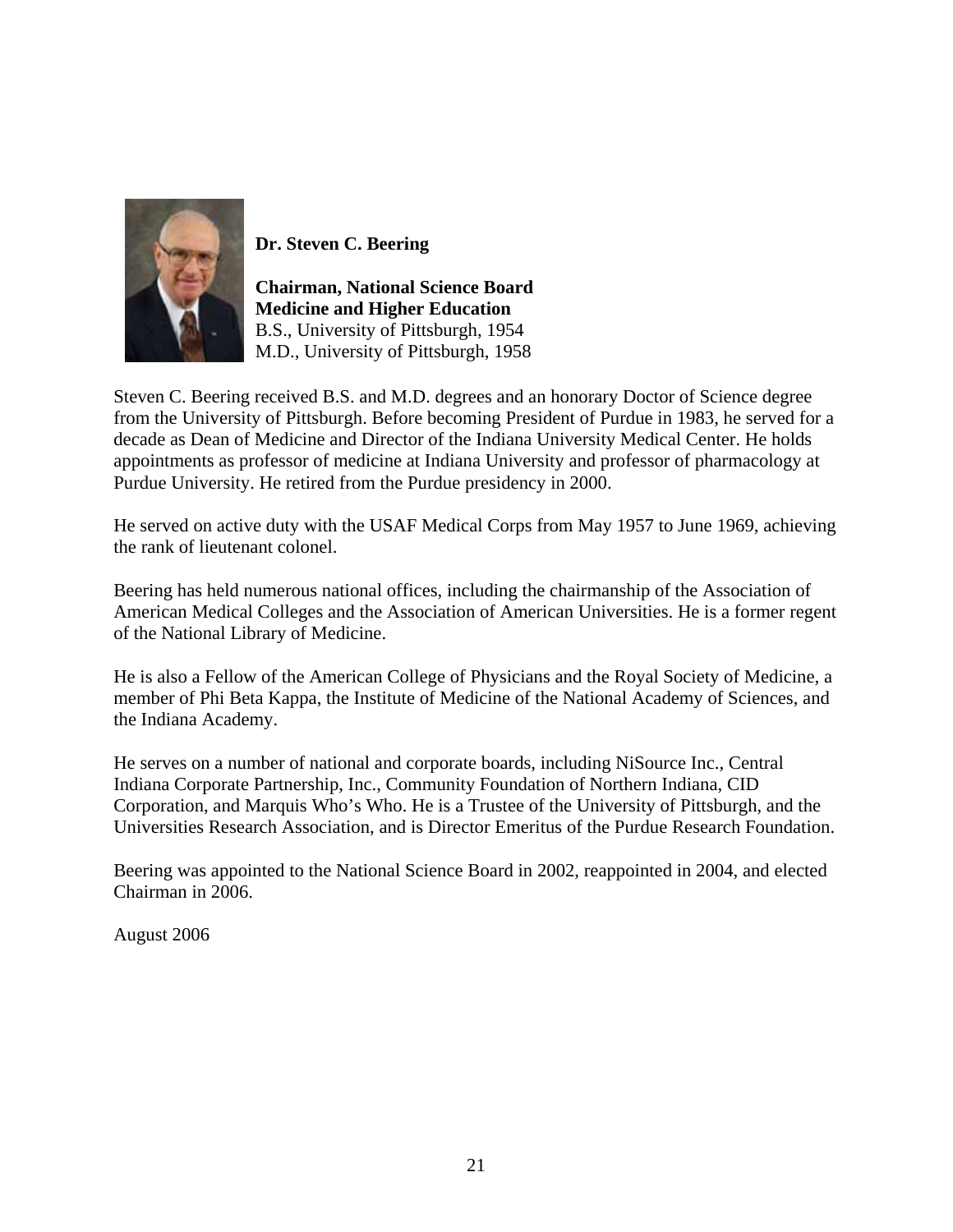**Dr. Steven C. Beering**

**Chairman, National Science Board**
**Medicine and Higher Education**
B.S., University of Pittsburgh, 1954
M.D., University of Pittsburgh, 1958

Steven C. Beering received B.S. and M.D. degrees and an honorary Doctor of Science degree from the University of Pittsburgh. Before becoming President of Purdue in 1983, he served for a decade as Dean of Medicine and Director of the Indiana University Medical Center. He holds appointments as professor of medicine at Indiana University and professor of pharmacology at Purdue University. He retired from the Purdue presidency in 2000.

He served on active duty with the USAF Medical Corps from May 1957 to June 1969, achieving the rank of lieutenant colonel.

Beering has held numerous national offices, including the chairmanship of the Association of American Medical Colleges and the Association of American Universities. He is a former regent of the National Library of Medicine.

He is also a Fellow of the American College of Physicians and the Royal Society of Medicine, a member of Phi Beta Kappa, the Institute of Medicine of the National Academy of Sciences, and the Indiana Academy.

He serves on a number of national and corporate boards, including NiSource Inc., Central Indiana Corporate Partnership, Inc., Community Foundation of Northern Indiana, CID Corporation, and Marquis Who's Who. He is a Trustee of the University of Pittsburgh, and the Universities Research Association, and is Director Emeritus of the Purdue Research Foundation.

Beering was appointed to the National Science Board in 2002, reappointed in 2004, and elected Chairman in 2006.

August 2006